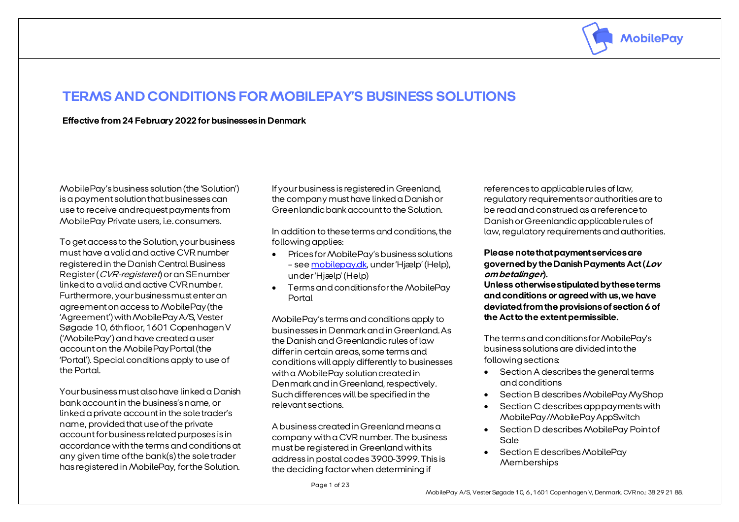# TERMS AND CONDITIONS FOR MOBILEPAY'S BUSINESS SOLUTIONS

**Effective from 24 February 2022 for businesses in Denmark**

MobilePay's business solution (the 'Solution') is a payment solution that businesses can use to receive and request payments from MobilePay Private users, i.e. consumers.

To get access to the Solution, your business must have a valid and active CVR number registered in the Danish Central Business Register (*CVR-registeret*) or an SE number linked to a valid and active CVR number. Furthermore, your business must enter an agreement on access to MobilePay (the 'Agreement') with MobilePay A/S, Vester Søgade 10, 6th floor, 1601 Copenhagen V ('MobilePay') and have created a user account on the MobilePay Portal (the 'Portal'). Special conditions apply to use of the Portal.

Your business must also have linked a Danish bank account in the business's name, or linked a private account in the sole trader's name, provided that use of the private account for business related purposes is in accordance with the terms and conditions at any given time of the bank(s) the sole trader has registered in MobilePay, for the Solution.

If your business is registered in Greenland, the company must have linked a Danish or Greenlandic bank account to the Solution.

In addition to these terms and conditions, the following applies:

- Prices for MobilePay's business solutions – see [mobilepay.dk](mobilepay.dk), under 'Hjælp' (Help), under 'Hjælp' (Help)
- Terms and conditions for the MobilePay Portal

MobilePay's terms and conditions apply to businesses in Denmark and in Greenland. As the Danish and Greenlandic rules of law differ in certain areas, some terms and conditions will apply differently to businesses with a MobilePay solution created in Denmark and in Greenland, respectively. Such differences will be specified in the relevant sections.

A business created in Greenland means a company with a CVR number. The business must be registered in Greenland with its address in postal codes 3900-3999. This is the deciding factor when determining if references to applicable rules of law, regulatory requirements or authorities are to be read and construed as a reference to Danish or Greenlandic applicable rules of law, regulatory requirements and authorities.

**Please note that payment services are governed by the Danish Payments Act (*Lov om betalinger*).**
**Unless otherwise stipulated by these terms and conditions or agreed with us, we have deviated from the provisions of section 6 of the Act to the extent permissible.**

The terms and conditions for MobilePay's business solutions are divided into the following sections:

- Section A describes the general terms and conditions
- Section B describes MobilePay MyShop
- Section C describes app payments with MobilePay/MobilePay AppSwitch
- Section D describes MobilePay Point of Sale
- Section E describes MobilePay Memberships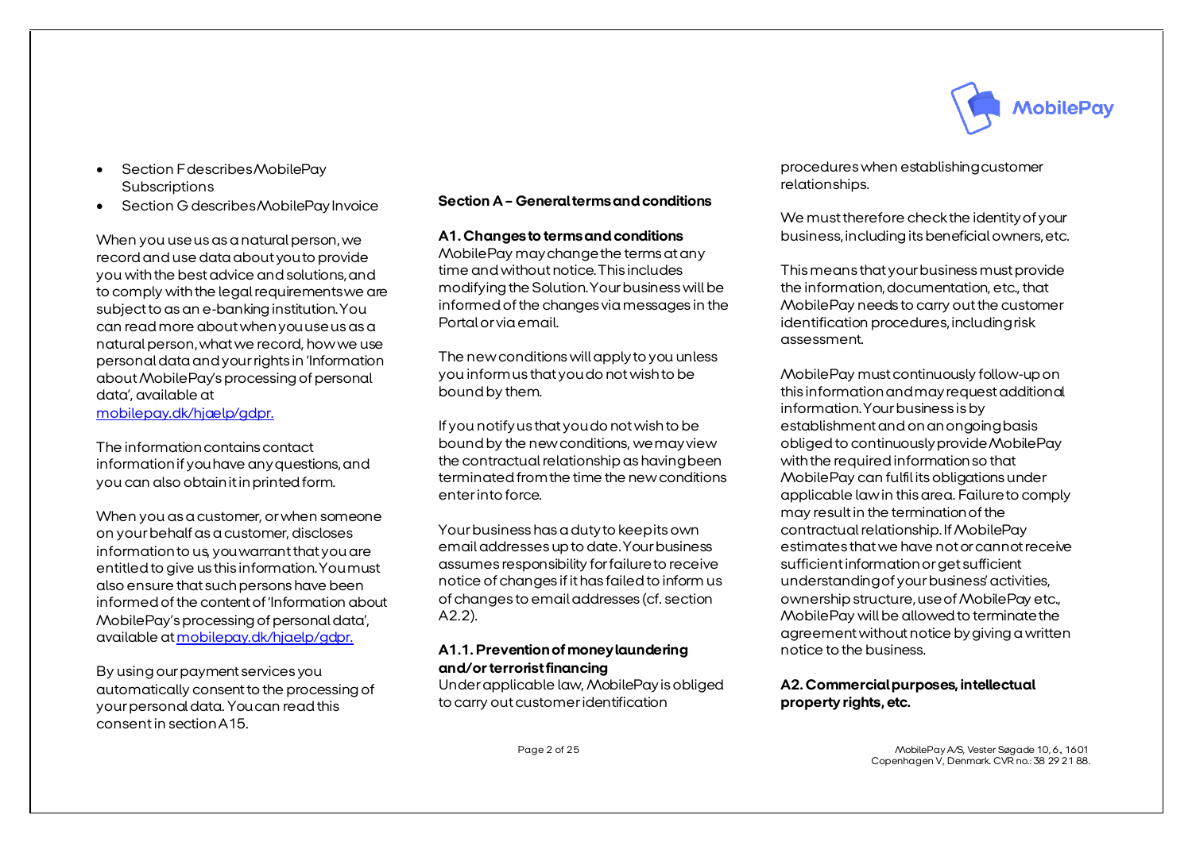- Section F describes MobilePay Subscriptions
- Section G describes MobilePay Invoice

When you use us as a natural person, we record and use data about you to provide you with the best advice and solutions, and to comply with the legal requirements we are subject to as an e-banking institution. You can read more about when you use us as a natural person, what we record, how we use personal data and your rights in 'Information about MobilePay's processing of personal data', available at [mobilepay.dk/hjaelp/gdpr.](mobilepay.dk/hjaelp/gdpr)

The information contains contact information if you have any questions, and you can also obtain it in printed form.

When you as a customer, or when someone on your behalf as a customer, discloses information to us, you warrant that you are entitled to give us this information. You must also ensure that such persons have been informed of the content of 'Information about MobilePay's processing of personal data', available at [mobilepay.dk/hjaelp/gdpr.](mobilepay.dk/hjaelp/gdpr)

By using our payment services you automatically consent to the processing of your personal data. You can read this consent in section A15.

## Section A – General terms and conditions

### A1. Changes to terms and conditions

MobilePay may change the terms at any time and without notice. This includes modifying the Solution. Your business will be informed of the changes via messages in the Portal or via email.

The new conditions will apply to you unless you inform us that you do not wish to be bound by them.

If you notify us that you do not wish to be bound by the new conditions, we may view the contractual relationship as having been terminated from the time the new conditions enter into force.

Your business has a duty to keep its own email addresses up to date. Your business assumes responsibility for failure to receive notice of changes if it has failed to inform us of changes to email addresses (cf. section A2.2).

### A1.1. Prevention of money laundering and/or terrorist financing

Under applicable law, MobilePay is obliged to carry out customer identification procedures when establishing customer relationships.

We must therefore check the identity of your business, including its beneficial owners, etc.

This means that your business must provide the information, documentation, etc., that MobilePay needs to carry out the customer identification procedures, including risk assessment.

MobilePay must continuously follow-up on this information and may request additional information. Your business is by establishment and on an ongoing basis obliged to continuously provide MobilePay with the required information so that MobilePay can fulfil its obligations under applicable law in this area. Failure to comply may result in the termination of the contractual relationship. If MobilePay estimates that we have not or cannot receive sufficient information or get sufficient understanding of your business' activities, ownership structure, use of MobilePay etc., MobilePay will be allowed to terminate the agreement without notice by giving a written notice to the business.

### A2. Commercial purposes, intellectual property rights, etc.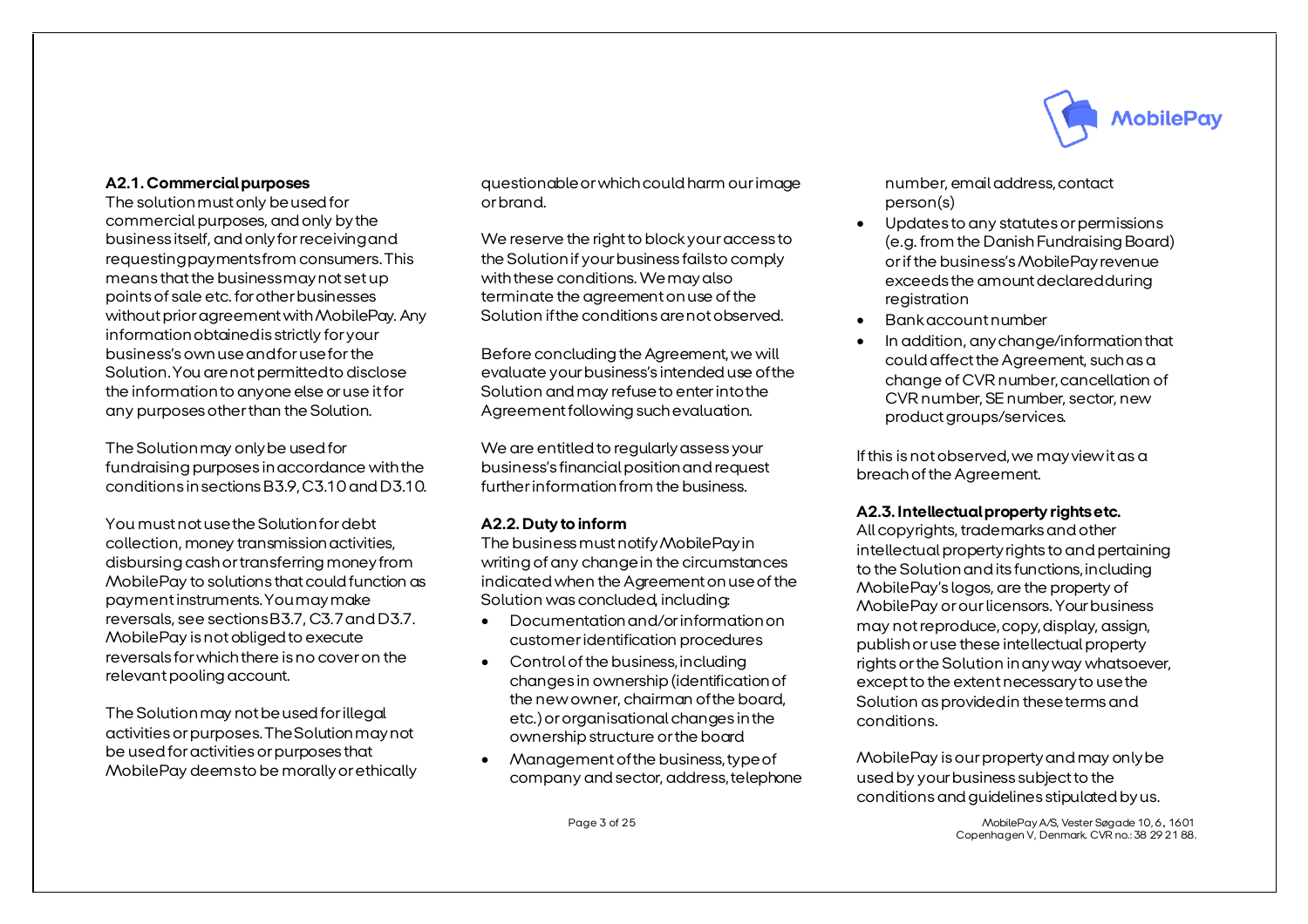### A2.1. Commercial purposes

The solution must only be used for commercial purposes, and only by the business itself, and only for receiving and requesting payments from consumers. This means that the business may not set up points of sale etc. for other businesses without prior agreement with MobilePay. Any information obtained is strictly for your business's own use and for use for the Solution. You are not permitted to disclose the information to anyone else or use it for any purposes other than the Solution.

The Solution may only be used for fundraising purposes in accordance with the conditions in sections B3.9, C3.10 and D3.10.

You must not use the Solution for debt collection, money transmission activities, disbursing cash or transferring money from MobilePay to solutions that could function as payment instruments. You may make reversals, see sections B3.7, C3.7 and D3.7. MobilePay is not obliged to execute reversals for which there is no cover on the relevant pooling account.

The Solution may not be used for illegal activities or purposes. The Solution may not be used for activities or purposes that MobilePay deems to be morally or ethically questionable or which could harm our image or brand.

We reserve the right to block your access to the Solution if your business fails to comply with these conditions. We may also terminate the agreement on use of the Solution if the conditions are not observed.

Before concluding the Agreement, we will evaluate your business's intended use of the Solution and may refuse to enter into the Agreement following such evaluation.

We are entitled to regularly assess your business's financial position and request further information from the business.

### A2.2. Duty to inform

The business must notify MobilePay in writing of any change in the circumstances indicated when the Agreement on use of the Solution was concluded, including:

- Documentation and/or information on customer identification procedures
- Control of the business, including changes in ownership (identification of the new owner, chairman of the board, etc.) or organisational changes in the ownership structure or the board
- Management of the business, type of company and sector, address, telephone number, email address, contact person(s)
- Updates to any statutes or permissions (e.g. from the Danish Fundraising Board) or if the business's MobilePay revenue exceeds the amount declared during registration
- Bank account number
- In addition, any change/information that could affect the Agreement, such as a change of CVR number, cancellation of CVR number, SE number, sector, new product groups/services.

If this is not observed, we may view it as a breach of the Agreement.

### A2.3. Intellectual property rights etc.

All copyrights, trademarks and other intellectual property rights to and pertaining to the Solution and its functions, including MobilePay's logos, are the property of MobilePay or our licensors. Your business may not reproduce, copy, display, assign, publish or use these intellectual property rights or the Solution in any way whatsoever, except to the extent necessary to use the Solution as provided in these terms and conditions.

MobilePay is our property and may only be used by your business subject to the conditions and guidelines stipulated by us.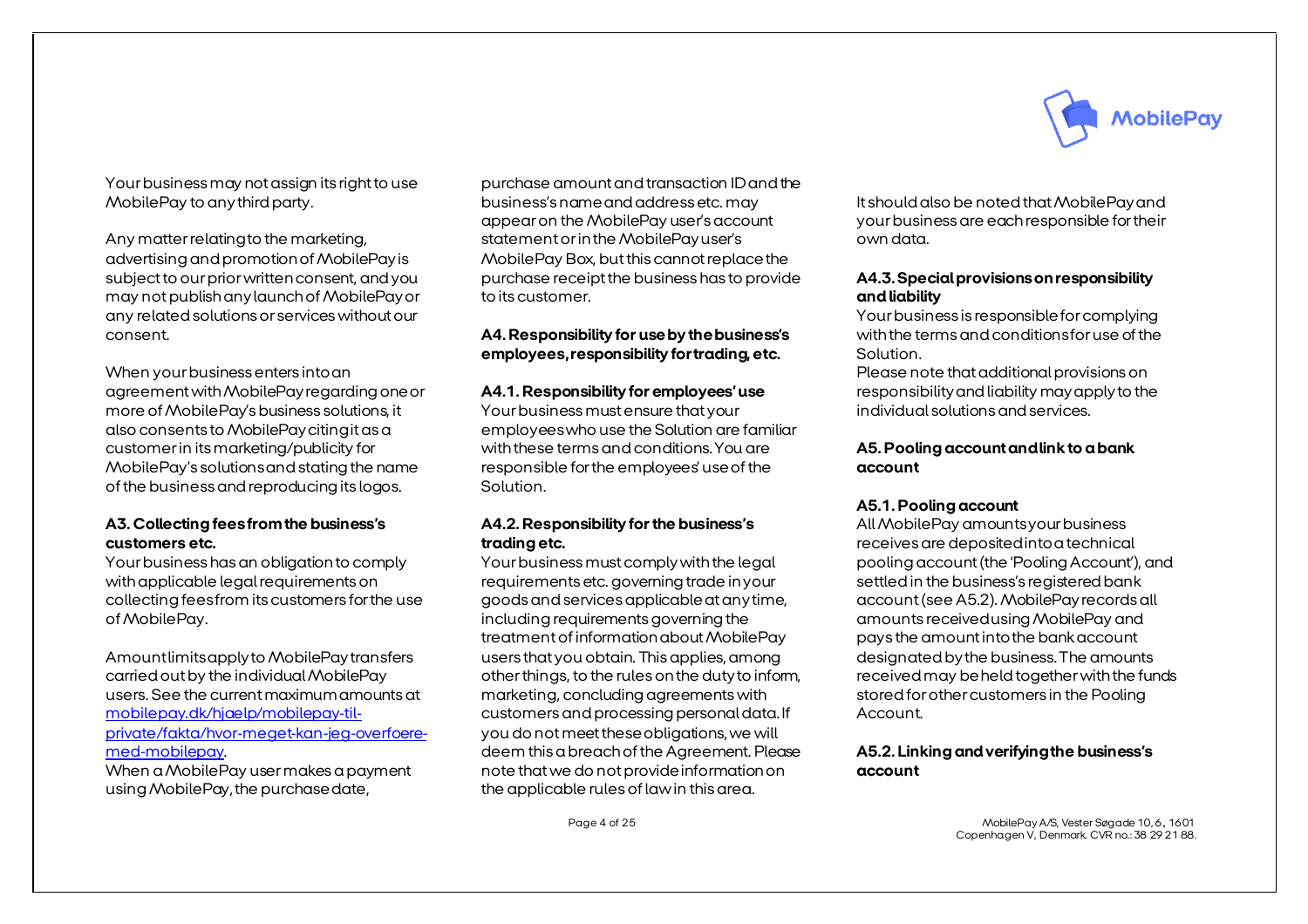Your business may not assign its right to use MobilePay to any third party.

Any matter relating to the marketing, advertising and promotion of MobilePay is subject to our prior written consent, and you may not publish any launch of MobilePay or any related solutions or services without our consent.

When your business enters into an agreement with MobilePay regarding one or more of MobilePay's business solutions, it also consents to MobilePay citing it as a customer in its marketing/publicity for MobilePay's solutions and stating the name of the business and reproducing its logos.

### A3. Collecting fees from the business's customers etc.

Your business has an obligation to comply with applicable legal requirements on collecting fees from its customers for the use of MobilePay.

Amount limits apply to MobilePay transfers carried out by the individual MobilePay users. See the current maximum amounts at [mobilepay.dk/hjaelp/mobilepay-til-private/fakta/hvor-meget-kan-jeg-overfoere-med-mobilepay](mobilepay.dk/hjaelp/mobilepay-til-private/fakta/hvor-meget-kan-jeg-overfoere-med-mobilepay).
When a MobilePay user makes a payment using MobilePay, the purchase date, purchase amount and transaction ID and the business's name and address etc. may appear on the MobilePay user's account statement or in the MobilePay user's MobilePay Box, but this cannot replace the purchase receipt the business has to provide to its customer.

### A4. Responsibility for use by the business's employees, responsibility for trading, etc.

#### A4.1. Responsibility for employees' use

Your business must ensure that your employees who use the Solution are familiar with these terms and conditions. You are responsible for the employees' use of the Solution.

#### A4.2. Responsibility for the business's trading etc.

Your business must comply with the legal requirements etc. governing trade in your goods and services applicable at any time, including requirements governing the treatment of information about MobilePay users that you obtain. This applies, among other things, to the rules on the duty to inform, marketing, concluding agreements with customers and processing personal data. If you do not meet these obligations, we will deem this a breach of the Agreement. Please note that we do not provide information on the applicable rules of law in this area.

It should also be noted that MobilePay and your business are each responsible for their own data.

#### A4.3. Special provisions on responsibility and liability

Your business is responsible for complying with the terms and conditions for use of the Solution.
Please note that additional provisions on responsibility and liability may apply to the individual solutions and services.

### A5. Pooling account and link to a bank account

#### A5.1. Pooling account

All MobilePay amounts your business receives are deposited into a technical pooling account (the 'Pooling Account'), and settled in the business's registered bank account (see A5.2). MobilePay records all amounts received using MobilePay and pays the amount into the bank account designated by the business. The amounts received may be held together with the funds stored for other customers in the Pooling Account.

#### A5.2. Linking and verifying the business's account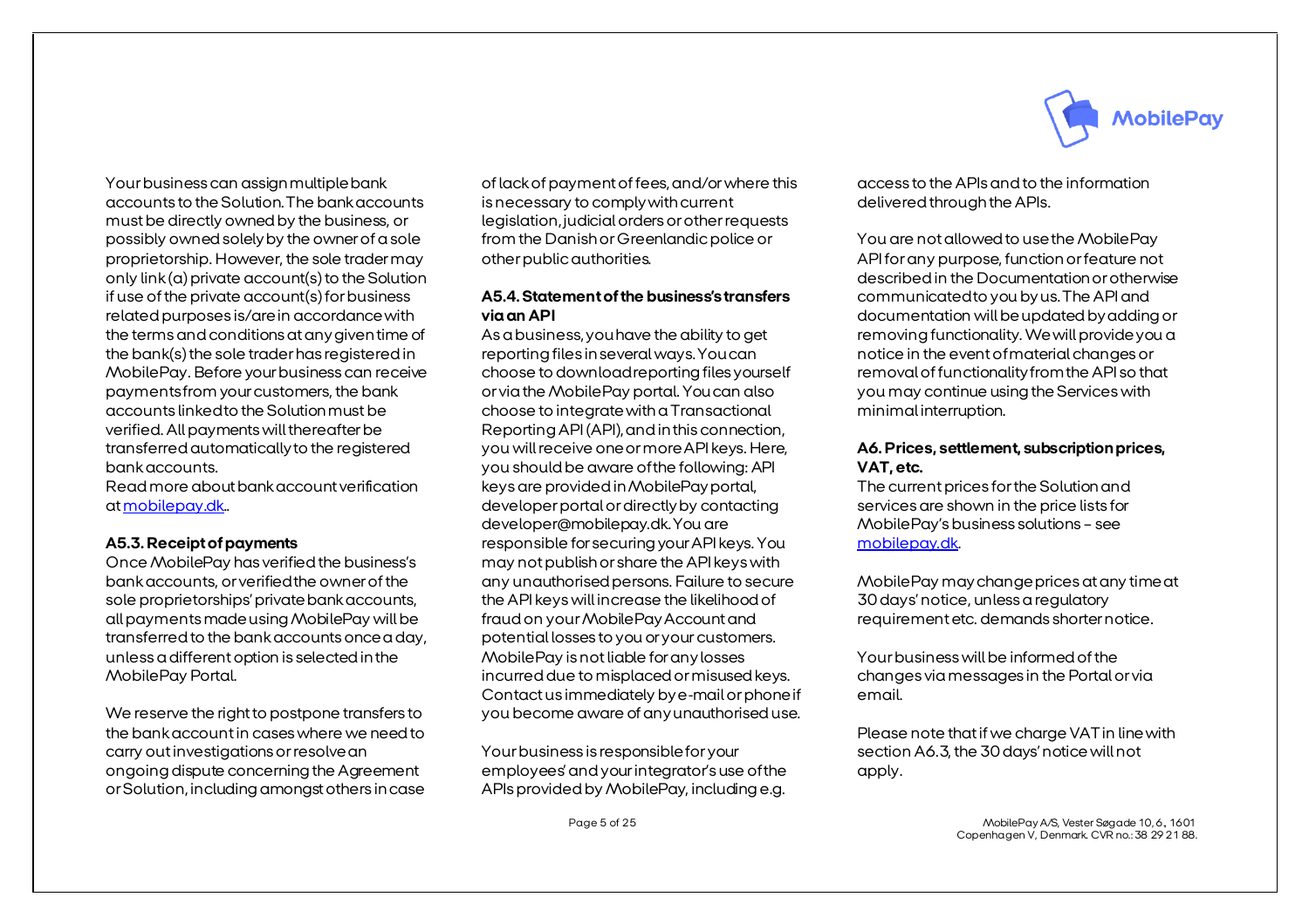Your business can assign multiple bank accounts to the Solution. The bank accounts must be directly owned by the business, or possibly owned solely by the owner of a sole proprietorship. However, the sole trader may only link (a) private account(s) to the Solution if use of the private account(s) for business related purposes is/are in accordance with the terms and conditions at any given time of the bank(s) the sole trader has registered in MobilePay. Before your business can receive payments from your customers, the bank accounts linked to the Solution must be verified. All payments will thereafter be transferred automatically to the registered bank accounts.
Read more about bank account verification at [mobilepay.dk](mobilepay.dk)..

**A5.3. Receipt of payments**
Once MobilePay has verified the business's bank accounts, or verified the owner of the sole proprietorships' private bank accounts, all payments made using MobilePay will be transferred to the bank accounts once a day, unless a different option is selected in the MobilePay Portal.

We reserve the right to postpone transfers to the bank account in cases where we need to carry out investigations or resolve an ongoing dispute concerning the Agreement or Solution, including amongst others in case of lack of payment of fees, and/or where this is necessary to comply with current legislation, judicial orders or other requests from the Danish or Greenlandic police or other public authorities.

**A5.4. Statement of the business's transfers via an API**
As a business, you have the ability to get reporting files in several ways. You can choose to download reporting files yourself or via the MobilePay portal. You can also choose to integrate with a Transactional Reporting API (API), and in this connection, you will receive one or more API keys. Here, you should be aware of the following: API keys are provided in MobilePay portal, developer portal or directly by contacting developer@mobilepay.dk. You are responsible for securing your API keys. You may not publish or share the API keys with any unauthorised persons. Failure to secure the API keys will increase the likelihood of fraud on your MobilePay Account and potential losses to you or your customers. MobilePay is not liable for any losses incurred due to misplaced or misused keys. Contact us immediately by e-mail or phone if you become aware of any unauthorised use.

Your business is responsible for your employees' and your integrator's use of the APIs provided by MobilePay, including e.g. access to the APIs and to the information delivered through the APIs.

You are not allowed to use the MobilePay API for any purpose, function or feature not described in the Documentation or otherwise communicated to you by us. The API and documentation will be updated by adding or removing functionality. We will provide you a notice in the event of material changes or removal of functionality from the API so that you may continue using the Services with minimal interruption.

**A6. Prices, settlement, subscription prices, VAT, etc.**
The current prices for the Solution and services are shown in the price lists for MobilePay's business solutions – see [mobilepay.dk](mobilepay.dk).

MobilePay may change prices at any time at 30 days' notice, unless a regulatory requirement etc. demands shorter notice.

Your business will be informed of the changes via messages in the Portal or via email.

Please note that if we charge VAT in line with section A6.3, the 30 days' notice will not apply.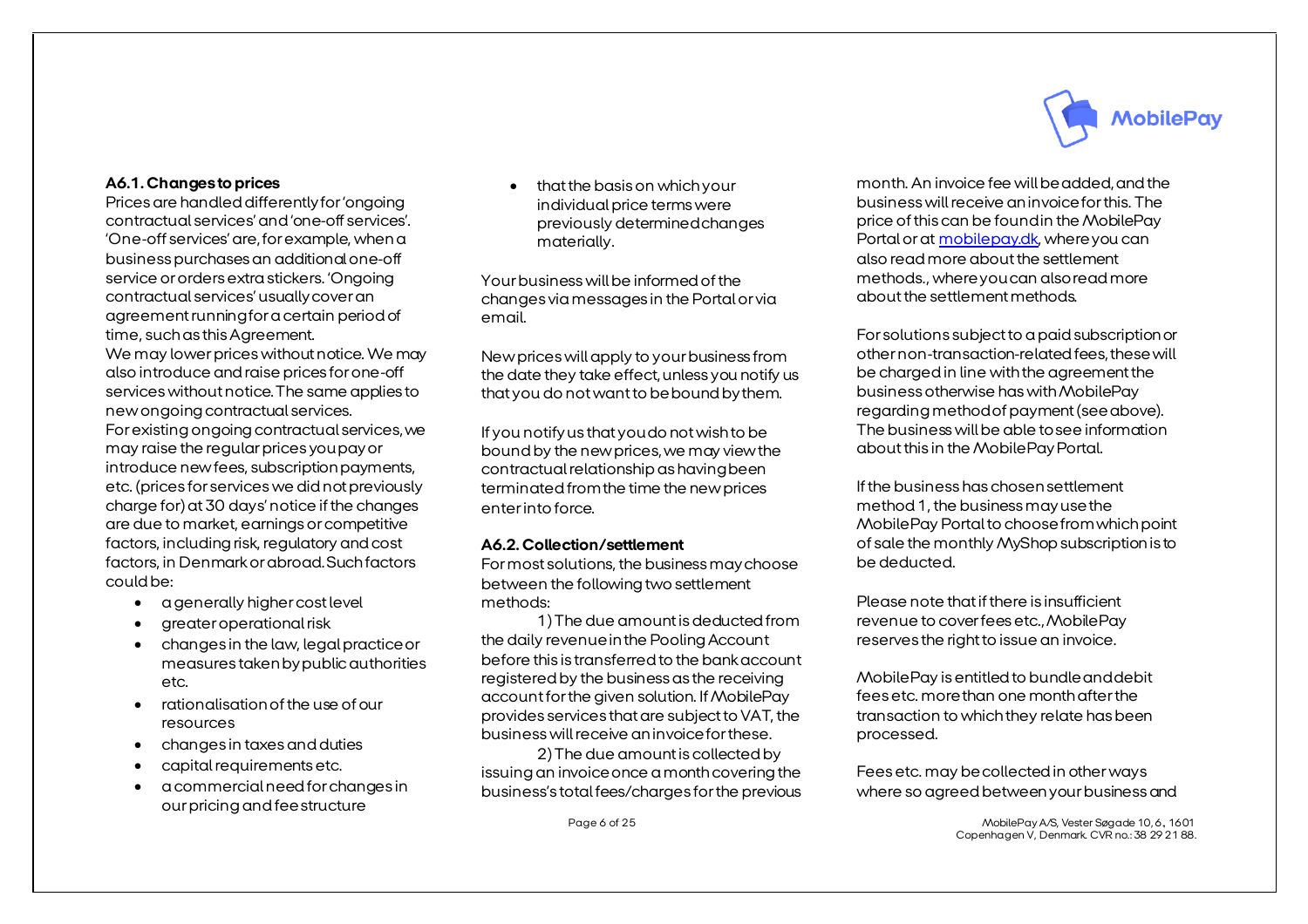### A6.1. Changes to prices

Prices are handled differently for 'ongoing contractual services' and 'one-off services'. 'One-off services' are, for example, when a business purchases an additional one-off service or orders extra stickers. 'Ongoing contractual services' usually cover an agreement running for a certain period of time, such as this Agreement.

We may lower prices without notice. We may also introduce and raise prices for one-off services without notice. The same applies to new ongoing contractual services.

For existing ongoing contractual services, we may raise the regular prices you pay or introduce new fees, subscription payments, etc. (prices for services we did not previously charge for) at 30 days' notice if the changes are due to market, earnings or competitive factors, including risk, regulatory and cost factors, in Denmark or abroad. Such factors could be:

- a generally higher cost level
- greater operational risk
- changes in the law, legal practice or measures taken by public authorities etc.
- rationalisation of the use of our resources
- changes in taxes and duties
- capital requirements etc.
- a commercial need for changes in our pricing and fee structure
- that the basis on which your individual price terms were previously determined changes materially.

Your business will be informed of the changes via messages in the Portal or via email.

New prices will apply to your business from the date they take effect, unless you notify us that you do not want to be bound by them.

If you notify us that you do not wish to be bound by the new prices, we may view the contractual relationship as having been terminated from the time the new prices enter into force.

### A6.2. Collection/settlement

For most solutions, the business may choose between the following two settlement methods:

1) The due amount is deducted from the daily revenue in the Pooling Account before this is transferred to the bank account registered by the business as the receiving account for the given solution. If MobilePay provides services that are subject to VAT, the business will receive an invoice for these.

2) The due amount is collected by issuing an invoice once a month covering the business's total fees/charges for the previous month. An invoice fee will be added, and the business will receive an invoice for this. The price of this can be found in the MobilePay Portal or at [mobilepay.dk](mobilepay.dk), where you can also read more about the settlement methods., where you can also read more about the settlement methods.

For solutions subject to a paid subscription or other non-transaction-related fees, these will be charged in line with the agreement the business otherwise has with MobilePay regarding method of payment (see above). The business will be able to see information about this in the MobilePay Portal.

If the business has chosen settlement method 1, the business may use the MobilePay Portal to choose from which point of sale the monthly MyShop subscription is to be deducted.

Please note that if there is insufficient revenue to cover fees etc., MobilePay reserves the right to issue an invoice.

MobilePay is entitled to bundle and debit fees etc. more than one month after the transaction to which they relate has been processed.

Fees etc. may be collected in other ways where so agreed between your business and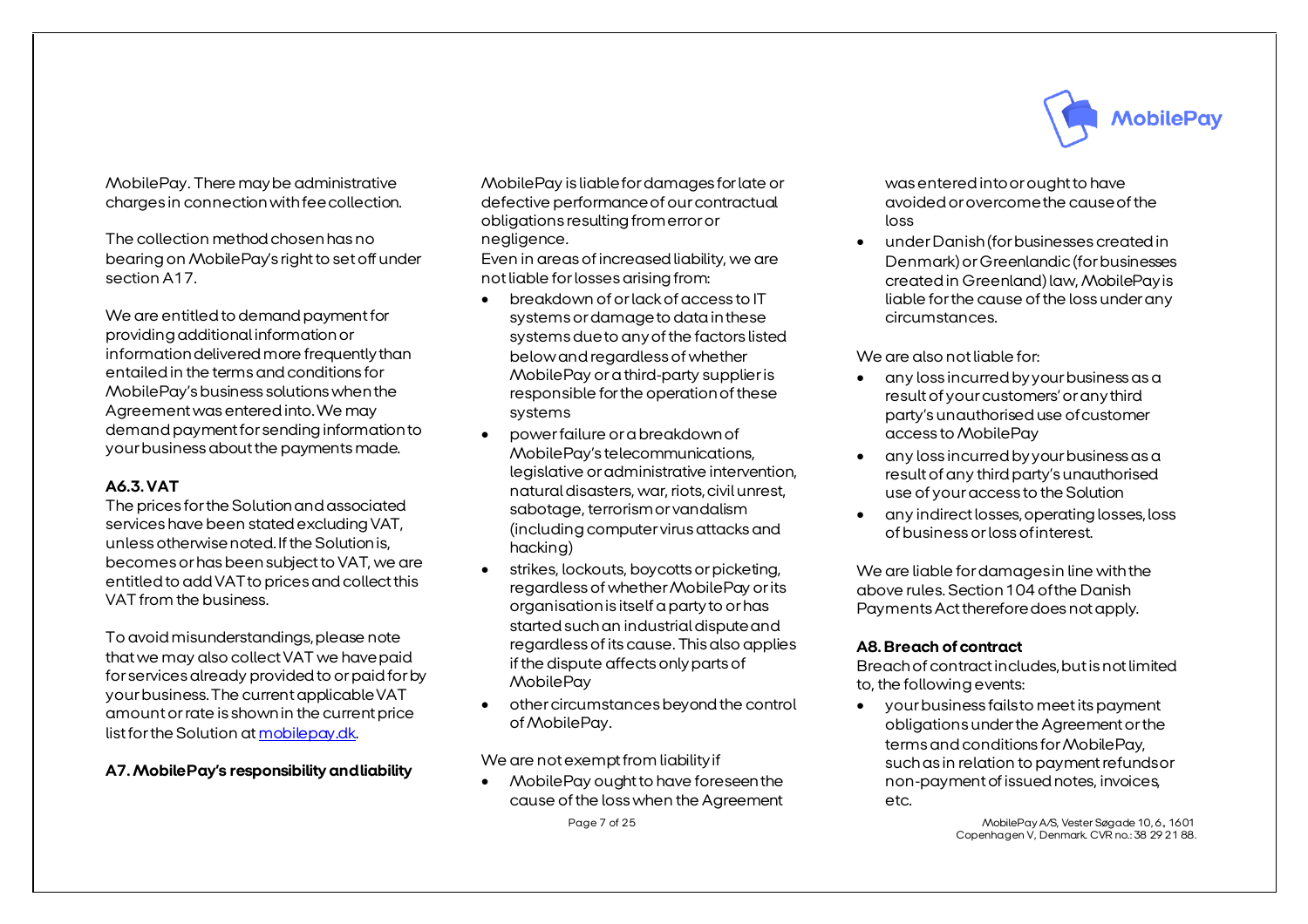MobilePay. There may be administrative charges in connection with fee collection.

The collection method chosen has no bearing on MobilePay's right to set off under section A17.

We are entitled to demand payment for providing additional information or information delivered more frequently than entailed in the terms and conditions for MobilePay's business solutions when the Agreement was entered into. We may demand payment for sending information to your business about the payments made.

### A6.3. VAT

The prices for the Solution and associated services have been stated excluding VAT, unless otherwise noted. If the Solution is, becomes or has been subject to VAT, we are entitled to add VAT to prices and collect this VAT from the business.

To avoid misunderstandings, please note that we may also collect VAT we have paid for services already provided to or paid for by your business. The current applicable VAT amount or rate is shown in the current price list for the Solution at mobilepay.dk.

## A7. MobilePay's responsibility and liability

MobilePay is liable for damages for late or defective performance of our contractual obligations resulting from error or negligence.

Even in areas of increased liability, we are not liable for losses arising from:

- breakdown of or lack of access to IT systems or damage to data in these systems due to any of the factors listed below and regardless of whether MobilePay or a third-party supplier is responsible for the operation of these systems
- power failure or a breakdown of MobilePay's telecommunications, legislative or administrative intervention, natural disasters, war, riots, civil unrest, sabotage, terrorism or vandalism (including computer virus attacks and hacking)
- strikes, lockouts, boycotts or picketing, regardless of whether MobilePay or its organisation is itself a party to or has started such an industrial dispute and regardless of its cause. This also applies if the dispute affects only parts of MobilePay
- other circumstances beyond the control of MobilePay.

We are not exempt from liability if

- MobilePay ought to have foreseen the cause of the loss when the Agreement was entered into or ought to have avoided or overcome the cause of the loss
- under Danish (for businesses created in Denmark) or Greenlandic (for businesses created in Greenland) law, MobilePay is liable for the cause of the loss under any circumstances.

We are also not liable for:

- any loss incurred by your business as a result of your customers' or any third party's unauthorised use of customer access to MobilePay
- any loss incurred by your business as a result of any third party's unauthorised use of your access to the Solution
- any indirect losses, operating losses, loss of business or loss of interest.

We are liable for damages in line with the above rules. Section 104 of the Danish Payments Act therefore does not apply.

## A8. Breach of contract

Breach of contract includes, but is not limited to, the following events:

- your business fails to meet its payment obligations under the Agreement or the terms and conditions for MobilePay, such as in relation to payment refunds or non-payment of issued notes, invoices, etc.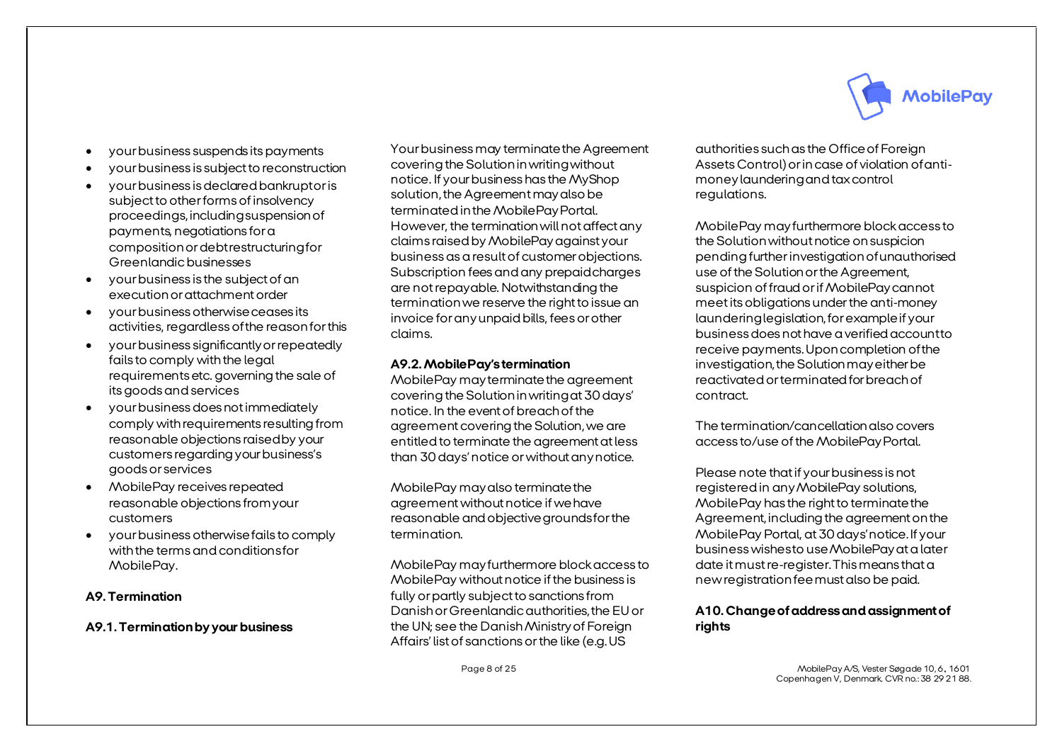- your business suspends its payments
- your business is subject to reconstruction
- your business is declared bankrupt or is subject to other forms of insolvency proceedings, including suspension of payments, negotiations for a composition or debt restructuring for Greenlandic businesses
- your business is the subject of an execution or attachment order
- your business otherwise ceases its activities, regardless of the reason for this
- your business significantly or repeatedly fails to comply with the legal requirements etc. governing the sale of its goods and services
- your business does not immediately comply with requirements resulting from reasonable objections raised by your customers regarding your business's goods or services
- MobilePay receives repeated reasonable objections from your customers
- your business otherwise fails to comply with the terms and conditions for MobilePay.

## A9. Termination

### A9.1. Termination by your business

Your business may terminate the Agreement covering the Solution in writing without notice. If your business has the MyShop solution, the Agreement may also be terminated in the MobilePay Portal. However, the termination will not affect any claims raised by MobilePay against your business as a result of customer objections. Subscription fees and any prepaid charges are not repayable. Notwithstanding the termination we reserve the right to issue an invoice for any unpaid bills, fees or other claims.

### A9.2. MobilePay's termination

MobilePay may terminate the agreement covering the Solution in writing at 30 days' notice. In the event of breach of the agreement covering the Solution, we are entitled to terminate the agreement at less than 30 days' notice or without any notice.

MobilePay may also terminate the agreement without notice if we have reasonable and objective grounds for the termination.

MobilePay may furthermore block access to MobilePay without notice if the business is fully or partly subject to sanctions from Danish or Greenlandic authorities, the EU or the UN; see the Danish Ministry of Foreign Affairs' list of sanctions or the like (e.g. US authorities such as the Office of Foreign Assets Control) or in case of violation of anti-money laundering and tax control regulations.

MobilePay may furthermore block access to the Solution without notice on suspicion pending further investigation of unauthorised use of the Solution or the Agreement, suspicion of fraud or if MobilePay cannot meet its obligations under the anti-money laundering legislation, for example if your business does not have a verified account to receive payments. Upon completion of the investigation, the Solution may either be reactivated or terminated for breach of contract.

The termination/cancellation also covers access to/use of the MobilePay Portal.

Please note that if your business is not registered in any MobilePay solutions, MobilePay has the right to terminate the Agreement, including the agreement on the MobilePay Portal, at 30 days' notice. If your business wishes to use MobilePay at a later date it must re-register. This means that a new registration fee must also be paid.

## A10. Change of address and assignment of rights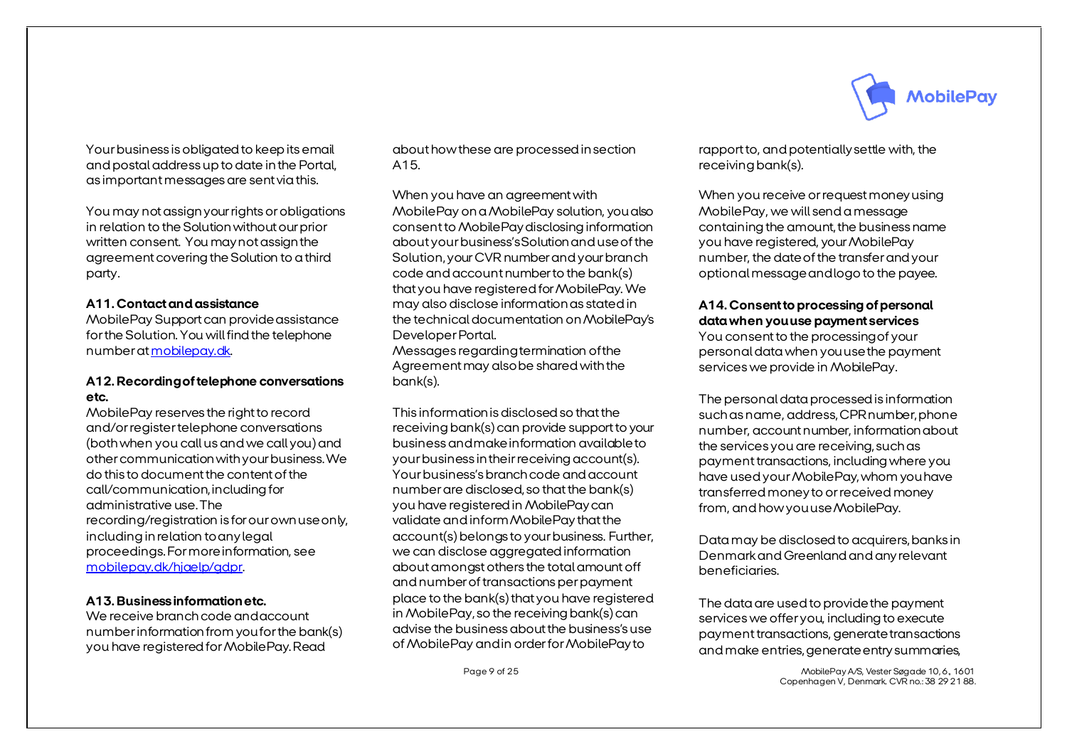Your business is obligated to keep its email and postal address up to date in the Portal, as important messages are sent via this.

You may not assign your rights or obligations in relation to the Solution without our prior written consent. You may not assign the agreement covering the Solution to a third party.

### A11. Contact and assistance

MobilePay Support can provide assistance for the Solution. You will find the telephone number at [mobilepay.dk](mobilepay.dk).

### A12. Recording of telephone conversations etc.

MobilePay reserves the right to record and/or register telephone conversations (both when you call us and we call you) and other communication with your business. We do this to document the content of the call/communication, including for administrative use. The recording/registration is for our own use only, including in relation to any legal proceedings. For more information, see [mobilepay.dk/hjaelp/gdpr](mobilepay.dk/hjaelp/gdpr).

### A13. Business information etc.

We receive branch code and account number information from you for the bank(s) you have registered for MobilePay. Read about how these are processed in section A15.

When you have an agreement with MobilePay on a MobilePay solution, you also consent to MobilePay disclosing information about your business's Solution and use of the Solution, your CVR number and your branch code and account number to the bank(s) that you have registered for MobilePay. We may also disclose information as stated in the technical documentation on MobilePay's Developer Portal.
Messages regarding termination of the Agreement may also be shared with the bank(s).

This information is disclosed so that the receiving bank(s) can provide support to your business and make information available to your business in their receiving account(s). Your business's branch code and account number are disclosed, so that the bank(s) you have registered in MobilePay can validate and inform MobilePay that the account(s) belongs to your business. Further, we can disclose aggregated information about amongst others the total amount off and number of transactions per payment place to the bank(s) that you have registered in MobilePay, so the receiving bank(s) can advise the business about the business's use of MobilePay and in order for MobilePay to rapport to, and potentially settle with, the receiving bank(s).

When you receive or request money using MobilePay, we will send a message containing the amount, the business name you have registered, your MobilePay number, the date of the transfer and your optional message and logo to the payee.

### A14. Consent to processing of personal data when you use payment services

You consent to the processing of your personal data when you use the payment services we provide in MobilePay.

The personal data processed is information such as name, address, CPR number, phone number, account number, information about the services you are receiving, such as payment transactions, including where you have used your MobilePay, whom you have transferred money to or received money from, and how you use MobilePay.

Data may be disclosed to acquirers, banks in Denmark and Greenland and any relevant beneficiaries.

The data are used to provide the payment services we offer you, including to execute payment transactions, generate transactions and make entries, generate entry summaries,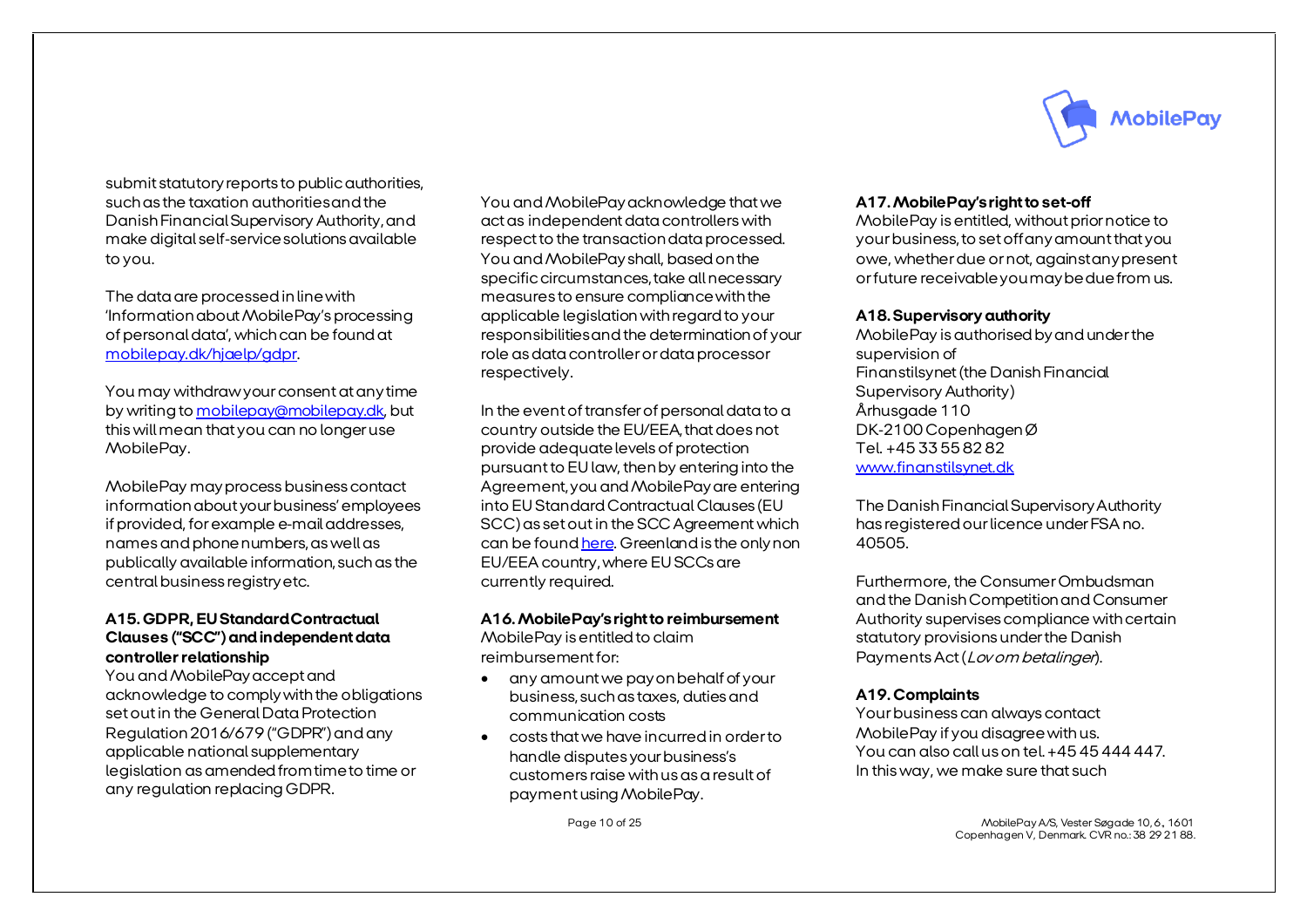submit statutory reports to public authorities, such as the taxation authorities and the Danish Financial Supervisory Authority, and make digital self-service solutions available to you.

The data are processed in line with 'Information about MobilePay's processing of personal data', which can be found at [mobilepay.dk/hjaelp/gdpr](mobilepay.dk/hjaelp/gdpr).

You may withdraw your consent at any time by writing to [mobilepay@mobilepay.dk](mailto:mobilepay@mobilepay.dk), but this will mean that you can no longer use MobilePay.

MobilePay may process business contact information about your business' employees if provided, for example e-mail addresses, names and phone numbers, as well as publically available information, such as the central business registry etc.

### A15. GDPR, EU Standard Contractual Clauses ("SCC") and independent data controller relationship

You and MobilePay accept and acknowledge to comply with the obligations set out in the General Data Protection Regulation 2016/679 ("GDPR") and any applicable national supplementary legislation as amended from time to time or any regulation replacing GDPR.

You and MobilePay acknowledge that we act as independent data controllers with respect to the transaction data processed. You and MobilePay shall, based on the specific circumstances, take all necessary measures to ensure compliance with the applicable legislation with regard to your responsibilities and the determination of your role as data controller or data processor respectively.

In the event of transfer of personal data to a country outside the EU/EEA, that does not provide adequate levels of protection pursuant to EU law, then by entering into the Agreement, you and MobilePay are entering into EU Standard Contractual Clauses (EU SCC) as set out in the SCC Agreement which can be found here. Greenland is the only non EU/EEA country, where EU SCCs are currently required.

### A16. MobilePay's right to reimbursement

MobilePay is entitled to claim reimbursement for:

- any amount we pay on behalf of your business, such as taxes, duties and communication costs
- costs that we have incurred in order to handle disputes your business's customers raise with us as a result of payment using MobilePay.

### A17. MobilePay's right to set-off

MobilePay is entitled, without prior notice to your business, to set off any amount that you owe, whether due or not, against any present or future receivable you may be due from us.

### A18. Supervisory authority

MobilePay is authorised by and under the supervision of
Finanstilsynet (the Danish Financial Supervisory Authority)
Århusgade 110
DK-2100 Copenhagen Ø
Tel. +45 33 55 82 82
[www.finanstilsynet.dk](www.finanstilsynet.dk)

The Danish Financial Supervisory Authority has registered our licence under FSA no. 40505.

Furthermore, the Consumer Ombudsman and the Danish Competition and Consumer Authority supervises compliance with certain statutory provisions under the Danish Payments Act (*Lov om betalinger*).

### A19. Complaints

Your business can always contact MobilePay if you disagree with us.
You can also call us on tel. +45 45 444 447.
In this way, we make sure that such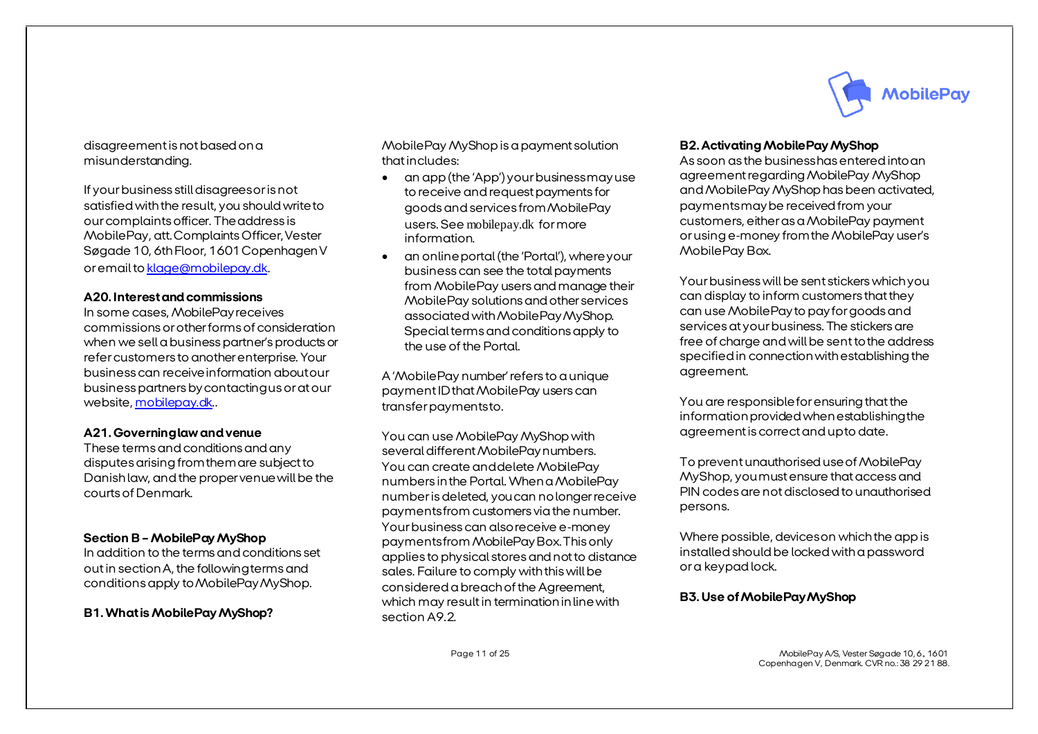disagreement is not based on a misunderstanding.

If your business still disagrees or is not satisfied with the result, you should write to our complaints officer. The address is MobilePay, att. Complaints Officer, Vester Søgade 10, 6th Floor, 1601 Copenhagen V or email to klage@mobilepay.dk.

### A20. Interest and commissions

In some cases, MobilePay receives commissions or other forms of consideration when we sell a business partner's products or refer customers to another enterprise. Your business can receive information about our business partners by contacting us or at our website, mobilepay.dk..

### A21. Governing law and venue

These terms and conditions and any disputes arising from them are subject to Danish law, and the proper venue will be the courts of Denmark.

## Section B – MobilePay MyShop

In addition to the terms and conditions set out in section A, the following terms and conditions apply to MobilePay MyShop.

### B1. What is MobilePay MyShop?

MobilePay MyShop is a payment solution that includes:

- an app (the 'App') your business may use to receive and request payments for goods and services from MobilePay users. See mobilepay.dk for more information.
- an online portal (the 'Portal'), where your business can see the total payments from MobilePay users and manage their MobilePay solutions and other services associated with MobilePay MyShop. Special terms and conditions apply to the use of the Portal.

A 'MobilePay number' refers to a unique payment ID that MobilePay users can transfer payments to.

You can use MobilePay MyShop with several different MobilePay numbers. You can create and delete MobilePay numbers in the Portal. When a MobilePay number is deleted, you can no longer receive payments from customers via the number. Your business can also receive e-money payments from MobilePay Box. This only applies to physical stores and not to distance sales. Failure to comply with this will be considered a breach of the Agreement, which may result in termination in line with section A9.2.

### B2. Activating MobilePay MyShop

As soon as the business has entered into an agreement regarding MobilePay MyShop and MobilePay MyShop has been activated, payments may be received from your customers, either as a MobilePay payment or using e-money from the MobilePay user's MobilePay Box.

Your business will be sent stickers which you can display to inform customers that they can use MobilePay to pay for goods and services at your business. The stickers are free of charge and will be sent to the address specified in connection with establishing the agreement.

You are responsible for ensuring that the information provided when establishing the agreement is correct and up to date.

To prevent unauthorised use of MobilePay MyShop, you must ensure that access and PIN codes are not disclosed to unauthorised persons.

Where possible, devices on which the app is installed should be locked with a password or a keypad lock.

### B3. Use of MobilePay MyShop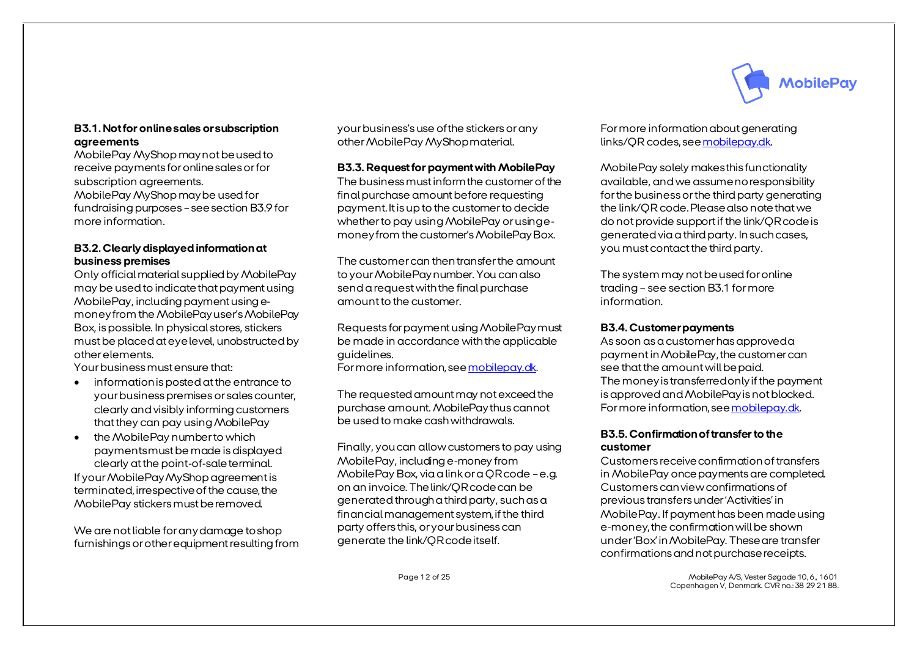### B3.1. Not for online sales or subscription agreements

MobilePay MyShop may not be used to receive payments for online sales or for subscription agreements.
MobilePay MyShop may be used for fundraising purposes – see section B3.9 for more information.

### B3.2. Clearly displayed information at business premises

Only official material supplied by MobilePay may be used to indicate that payment using MobilePay, including payment using e-money from the MobilePay user's MobilePay Box, is possible. In physical stores, stickers must be placed at eye level, unobstructed by other elements.
Your business must ensure that:

- information is posted at the entrance to your business premises or sales counter, clearly and visibly informing customers that they can pay using MobilePay
- the MobilePay number to which payments must be made is displayed clearly at the point-of-sale terminal.

If your MobilePay MyShop agreement is terminated, irrespective of the cause, the MobilePay stickers must be removed.

We are not liable for any damage to shop furnishings or other equipment resulting from your business's use of the stickers or any other MobilePay MyShop material.

### B3.3. Request for payment with MobilePay

The business must inform the customer of the final purchase amount before requesting payment. It is up to the customer to decide whether to pay using MobilePay or using e-money from the customer's MobilePay Box.

The customer can then transfer the amount to your MobilePay number. You can also send a request with the final purchase amount to the customer.

Requests for payment using MobilePay must be made in accordance with the applicable guidelines.
For more information, see mobilepay.dk.

The requested amount may not exceed the purchase amount. MobilePay thus cannot be used to make cash withdrawals.

Finally, you can allow customers to pay using MobilePay, including e-money from MobilePay Box, via a link or a QR code – e.g. on an invoice. The link/QR code can be generated through a third party, such as a financial management system, if the third party offers this, or your business can generate the link/QR code itself.

For more information about generating links/QR codes, see mobilepay.dk.

MobilePay solely makes this functionality available, and we assume no responsibility for the business or the third party generating the link/QR code. Please also note that we do not provide support if the link/QR code is generated via a third party. In such cases, you must contact the third party.

The system may not be used for online trading – see section B3.1 for more information.

### B3.4. Customer payments

As soon as a customer has approved a payment in MobilePay, the customer can see that the amount will be paid.
The money is transferred only if the payment is approved and MobilePay is not blocked.
For more information, see mobilepay.dk.

### B3.5. Confirmation of transfer to the customer

Customers receive confirmation of transfers in MobilePay once payments are completed. Customers can view confirmations of previous transfers under 'Activities' in MobilePay. If payment has been made using e-money, the confirmation will be shown under 'Box' in MobilePay. These are transfer confirmations and not purchase receipts.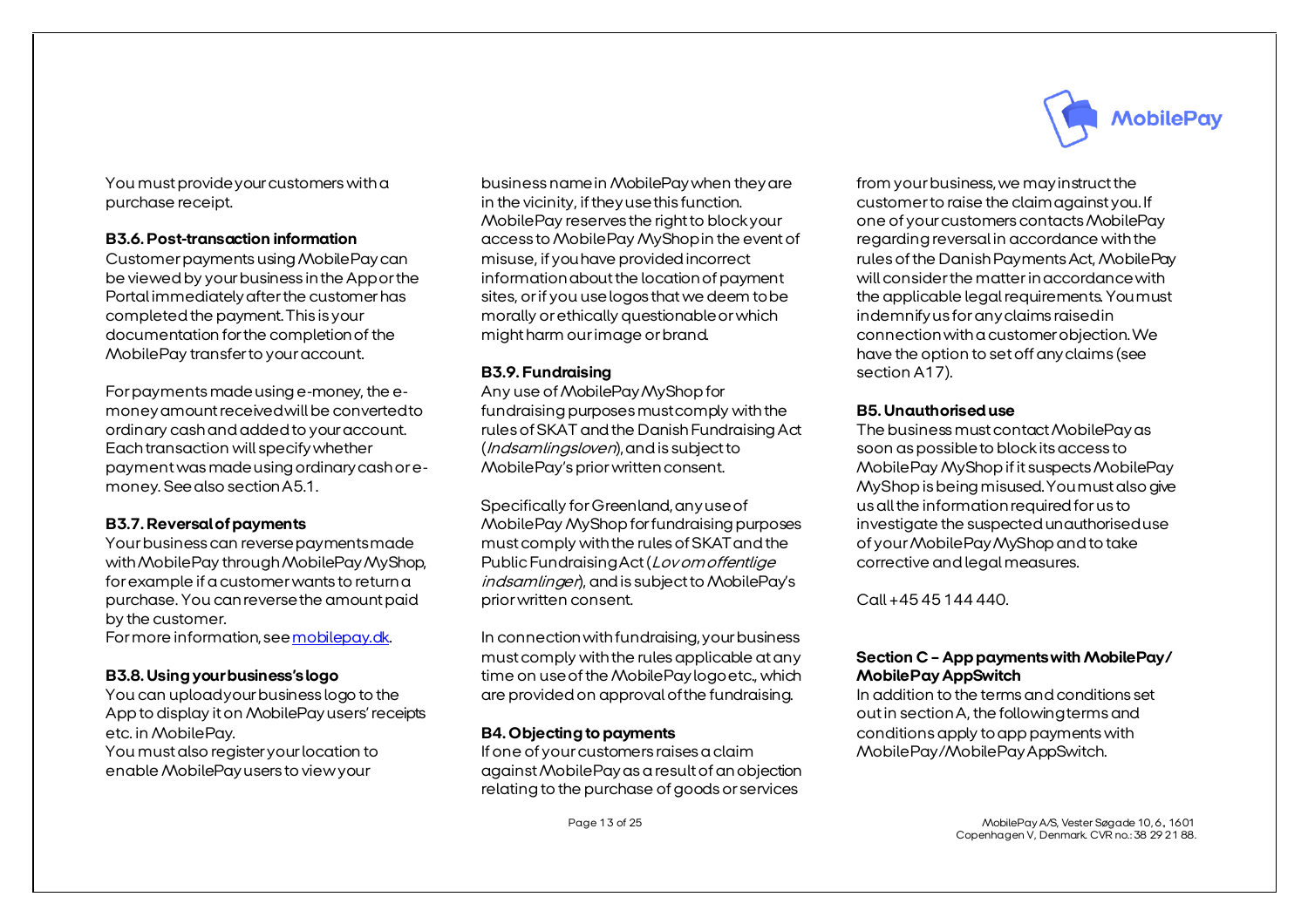You must provide your customers with a purchase receipt.

### B3.6. Post-transaction information

Customer payments using MobilePay can be viewed by your business in the App or the Portal immediately after the customer has completed the payment. This is your documentation for the completion of the MobilePay transfer to your account.

For payments made using e-money, the e-money amount received will be converted to ordinary cash and added to your account. Each transaction will specify whether payment was made using ordinary cash or e-money. See also section A5.1.

### B3.7. Reversal of payments

Your business can reverse payments made with MobilePay through MobilePay MyShop, for example if a customer wants to return a purchase. You can reverse the amount paid by the customer.
For more information, see [mobilepay.dk](mobilepay.dk).

### B3.8. Using your business's logo

You can upload your business logo to the App to display it on MobilePay users' receipts etc. in MobilePay.
You must also register your location to enable MobilePay users to view your business name in MobilePay when they are in the vicinity, if they use this function. MobilePay reserves the right to block your access to MobilePay MyShop in the event of misuse, if you have provided incorrect information about the location of payment sites, or if you use logos that we deem to be morally or ethically questionable or which might harm our image or brand.

### B3.9. Fundraising

Any use of MobilePay MyShop for fundraising purposes must comply with the rules of SKAT and the Danish Fundraising Act (*Indsamlingsloven*), and is subject to MobilePay's prior written consent.

Specifically for Greenland, any use of MobilePay MyShop for fundraising purposes must comply with the rules of SKAT and the Public Fundraising Act (*Lov om offentlige indsamlinger*), and is subject to MobilePay's prior written consent.

In connection with fundraising, your business must comply with the rules applicable at any time on use of the MobilePay logo etc., which are provided on approval of the fundraising.

### B4. Objecting to payments

If one of your customers raises a claim against MobilePay as a result of an objection relating to the purchase of goods or services from your business, we may instruct the customer to raise the claim against you. If one of your customers contacts MobilePay regarding reversal in accordance with the rules of the Danish Payments Act, MobilePay will consider the matter in accordance with the applicable legal requirements. You must indemnify us for any claims raised in connection with a customer objection. We have the option to set off any claims (see section A17).

### B5. Unauthorised use

The business must contact MobilePay as soon as possible to block its access to MobilePay MyShop if it suspects MobilePay MyShop is being misused. You must also give us all the information required for us to investigate the suspected unauthorised use of your MobilePay MyShop and to take corrective and legal measures.

Call +45 45 144 440.

## Section C – App payments with MobilePay/ MobilePay AppSwitch

In addition to the terms and conditions set out in section A, the following terms and conditions apply to app payments with MobilePay/MobilePay AppSwitch.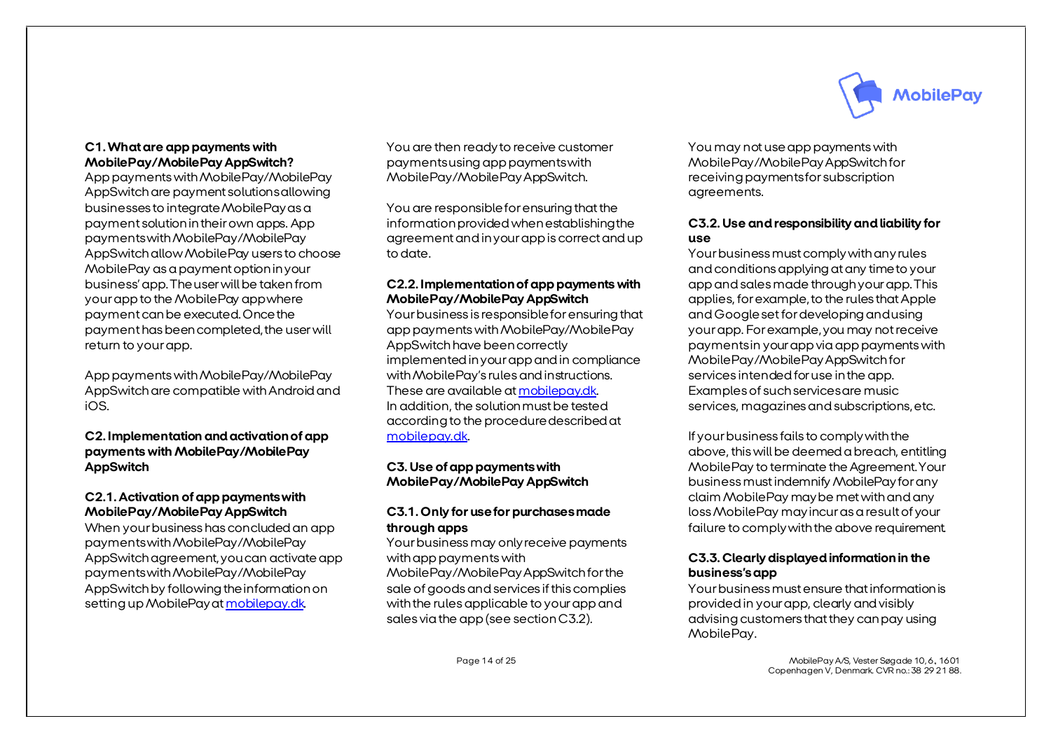### C1. What are app payments with MobilePay/MobilePay AppSwitch?

App payments with MobilePay/MobilePay AppSwitch are payment solutions allowing businesses to integrate MobilePay as a payment solution in their own apps. App payments with MobilePay/MobilePay AppSwitch allow MobilePay users to choose MobilePay as a payment option in your business' app. The user will be taken from your app to the MobilePay app where payment can be executed. Once the payment has been completed, the user will return to your app.

App payments with MobilePay/MobilePay AppSwitch are compatible with Android and iOS.

### C2. Implementation and activation of app payments with MobilePay/MobilePay AppSwitch

#### C2.1. Activation of app payments with MobilePay/MobilePay AppSwitch

When your business has concluded an app payments with MobilePay/MobilePay AppSwitch agreement, you can activate app payments with MobilePay/MobilePay AppSwitch by following the information on setting up MobilePay at [mobilepay.dk](mobilepay.dk).

You are then ready to receive customer payments using app payments with MobilePay/MobilePay AppSwitch.

You are responsible for ensuring that the information provided when establishing the agreement and in your app is correct and up to date.

#### C2.2. Implementation of app payments with MobilePay/MobilePay AppSwitch

Your business is responsible for ensuring that app payments with MobilePay/MobilePay AppSwitch have been correctly implemented in your app and in compliance with MobilePay's rules and instructions. These are available at [mobilepay.dk](mobilepay.dk). In addition, the solution must be tested according to the procedure described at [mobilepay.dk](mobilepay.dk).

### C3. Use of app payments with MobilePay/MobilePay AppSwitch

#### C3.1. Only for use for purchases made through apps

Your business may only receive payments with app payments with MobilePay/MobilePay AppSwitch for the sale of goods and services if this complies with the rules applicable to your app and sales via the app (see section C3.2).

You may not use app payments with MobilePay/MobilePay AppSwitch for receiving payments for subscription agreements.

#### C3.2. Use and responsibility and liability for use

Your business must comply with any rules and conditions applying at any time to your app and sales made through your app. This applies, for example, to the rules that Apple and Google set for developing and using your app. For example, you may not receive payments in your app via app payments with MobilePay/MobilePay AppSwitch for services intended for use in the app. Examples of such services are music services, magazines and subscriptions, etc.

If your business fails to comply with the above, this will be deemed a breach, entitling MobilePay to terminate the Agreement. Your business must indemnify MobilePay for any claim MobilePay may be met with and any loss MobilePay may incur as a result of your failure to comply with the above requirement.

#### C3.3. Clearly displayed information in the business's app

Your business must ensure that information is provided in your app, clearly and visibly advising customers that they can pay using MobilePay.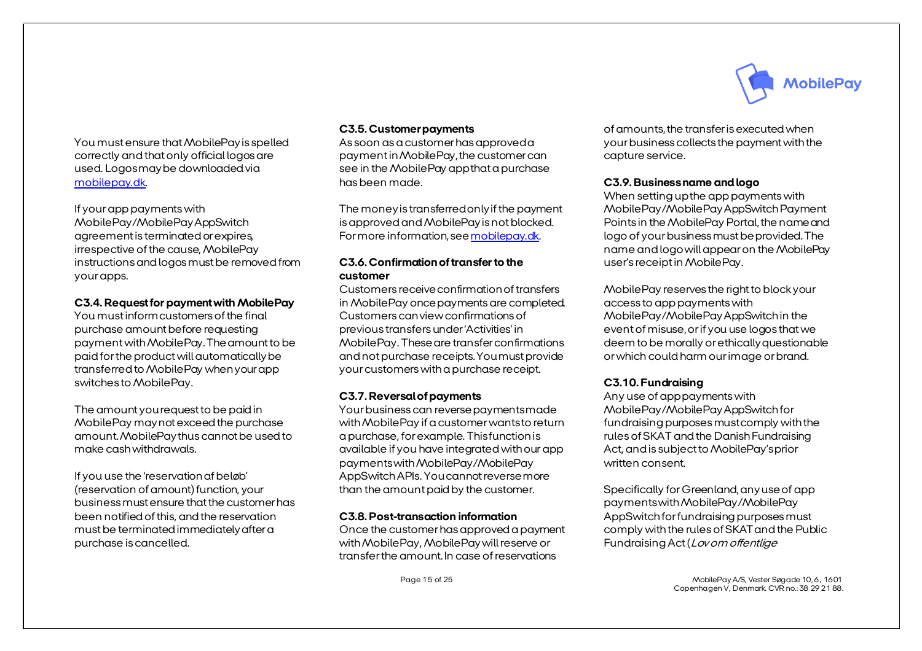You must ensure that MobilePay is spelled correctly and that only official logos are used. Logos may be downloaded via [mobilepay.dk](mobilepay.dk).

If your app payments with MobilePay/MobilePay AppSwitch agreement is terminated or expires, irrespective of the cause, MobilePay instructions and logos must be removed from your apps.

**C3.4. Request for payment with MobilePay**

You must inform customers of the final purchase amount before requesting payment with MobilePay. The amount to be paid for the product will automatically be transferred to MobilePay when your app switches to MobilePay.

The amount you request to be paid in MobilePay may not exceed the purchase amount. MobilePay thus cannot be used to make cash withdrawals.

If you use the 'reservation af beløb' (reservation of amount) function, your business must ensure that the customer has been notified of this, and the reservation must be terminated immediately after a purchase is cancelled.

**C3.5. Customer payments**

As soon as a customer has approved a payment in MobilePay, the customer can see in the MobilePay app that a purchase has been made.

The money is transferred only if the payment is approved and MobilePay is not blocked. For more information, see [mobilepay.dk](mobilepay.dk).

**C3.6. Confirmation of transfer to the customer**

Customers receive confirmation of transfers in MobilePay once payments are completed. Customers can view confirmations of previous transfers under 'Activities' in MobilePay. These are transfer confirmations and not purchase receipts. You must provide your customers with a purchase receipt.

**C3.7. Reversal of payments**

Your business can reverse payments made with MobilePay if a customer wants to return a purchase, for example. This function is available if you have integrated with our app payments with MobilePay/MobilePay AppSwitch APIs. You cannot reverse more than the amount paid by the customer.

**C3.8. Post-transaction information**

Once the customer has approved a payment with MobilePay, MobilePay will reserve or transfer the amount. In case of reservations of amounts, the transfer is executed when your business collects the payment with the capture service.

**C3.9. Business name and logo**

When setting up the app payments with MobilePay/MobilePay AppSwitch Payment Points in the MobilePay Portal, the name and logo of your business must be provided. The name and logo will appear on the MobilePay user's receipt in MobilePay.

MobilePay reserves the right to block your access to app payments with MobilePay/MobilePay AppSwitch in the event of misuse, or if you use logos that we deem to be morally or ethically questionable or which could harm our image or brand.

**C3.10. Fundraising**

Any use of app payments with MobilePay/MobilePay AppSwitch for fundraising purposes must comply with the rules of SKAT and the Danish Fundraising Act, and is subject to MobilePay's prior written consent.

Specifically for Greenland, any use of app payments with MobilePay/MobilePay AppSwitch for fundraising purposes must comply with the rules of SKAT and the Public Fundraising Act (*Lov om offentlige*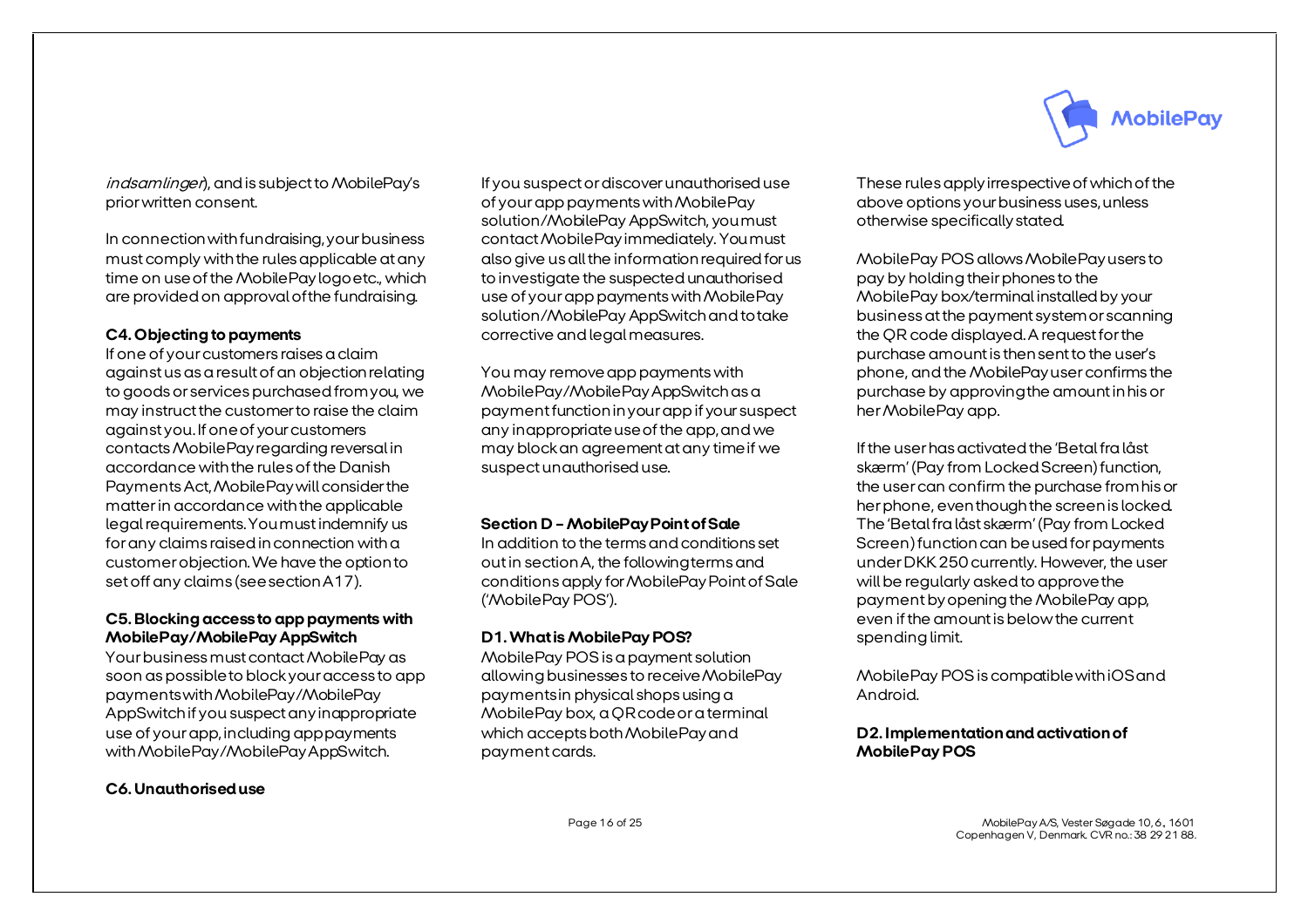*indsamlinger*), and is subject to MobilePay's prior written consent.

In connection with fundraising, your business must comply with the rules applicable at any time on use of the MobilePay logo etc., which are provided on approval of the fundraising.

### C4. Objecting to payments

If one of your customers raises a claim against us as a result of an objection relating to goods or services purchased from you, we may instruct the customer to raise the claim against you. If one of your customers contacts MobilePay regarding reversal in accordance with the rules of the Danish Payments Act, MobilePay will consider the matter in accordance with the applicable legal requirements. You must indemnify us for any claims raised in connection with a customer objection. We have the option to set off any claims (see section A17).

### C5. Blocking access to app payments with MobilePay/MobilePay AppSwitch

Your business must contact MobilePay as soon as possible to block your access to app payments with MobilePay/MobilePay AppSwitch if you suspect any inappropriate use of your app, including app payments with MobilePay/MobilePay AppSwitch.

### C6. Unauthorised use

If you suspect or discover unauthorised use of your app payments with MobilePay solution/MobilePay AppSwitch, you must contact MobilePay immediately. You must also give us all the information required for us to investigate the suspected unauthorised use of your app payments with MobilePay solution/MobilePay AppSwitch and to take corrective and legal measures.

You may remove app payments with MobilePay/MobilePay AppSwitch as a payment function in your app if your suspect any inappropriate use of the app, and we may block an agreement at any time if we suspect unauthorised use.

## Section D – MobilePay Point of Sale

In addition to the terms and conditions set out in section A, the following terms and conditions apply for MobilePay Point of Sale ('MobilePay POS').

### D1. What is MobilePay POS?

MobilePay POS is a payment solution allowing businesses to receive MobilePay payments in physical shops using a MobilePay box, a QR code or a terminal which accepts both MobilePay and payment cards.

These rules apply irrespective of which of the above options your business uses, unless otherwise specifically stated.

MobilePay POS allows MobilePay users to pay by holding their phones to the MobilePay box/terminal installed by your business at the payment system or scanning the QR code displayed. A request for the purchase amount is then sent to the user's phone, and the MobilePay user confirms the purchase by approving the amount in his or her MobilePay app.

If the user has activated the 'Betal fra låst skærm' (Pay from Locked Screen) function, the user can confirm the purchase from his or her phone, even though the screen is locked. The 'Betal fra låst skærm' (Pay from Locked Screen) function can be used for payments under DKK 250 currently. However, the user will be regularly asked to approve the payment by opening the MobilePay app, even if the amount is below the current spending limit.

MobilePay POS is compatible with iOS and Android.

### D2. Implementation and activation of MobilePay POS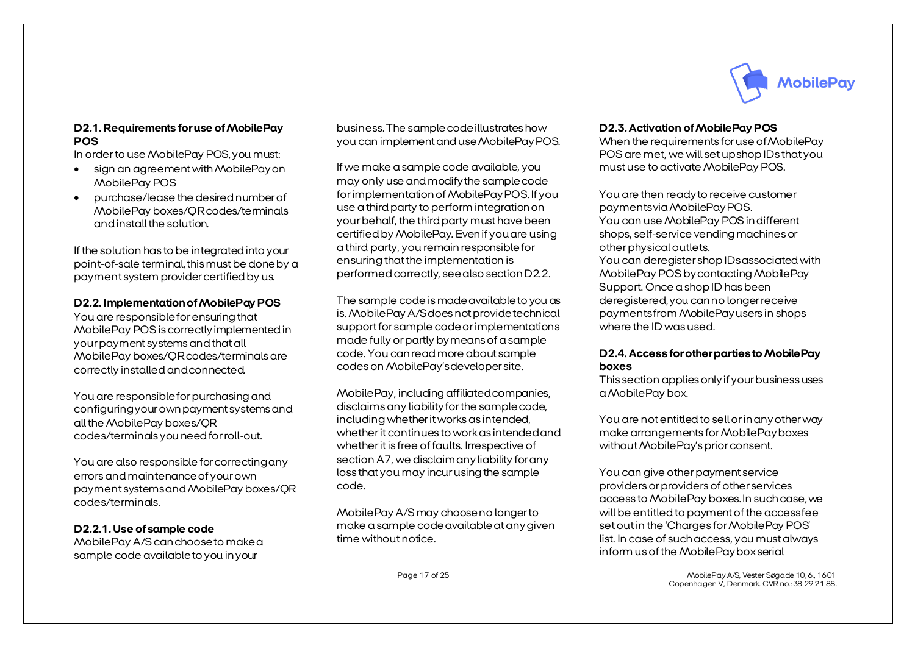### D2.1. Requirements for use of MobilePay POS

In order to use MobilePay POS, you must:

- sign an agreement with MobilePay on MobilePay POS
- purchase/lease the desired number of MobilePay boxes/QR codes/terminals and install the solution.

If the solution has to be integrated into your point-of-sale terminal, this must be done by a payment system provider certified by us.

### D2.2. Implementation of MobilePay POS

You are responsible for ensuring that MobilePay POS is correctly implemented in your payment systems and that all MobilePay boxes/QR codes/terminals are correctly installed and connected.

You are responsible for purchasing and configuring your own payment systems and all the MobilePay boxes/QR codes/terminals you need for roll-out.

You are also responsible for correcting any errors and maintenance of your own payment systems and MobilePay boxes/QR codes/terminals.

#### D2.2.1. Use of sample code

MobilePay A/S can choose to make a sample code available to you in your business. The sample code illustrates how you can implement and use MobilePay POS.

If we make a sample code available, you may only use and modify the sample code for implementation of MobilePay POS. If you use a third party to perform integration on your behalf, the third party must have been certified by MobilePay. Even if you are using a third party, you remain responsible for ensuring that the implementation is performed correctly, see also section D2.2.

The sample code is made available to you as is. MobilePay A/S does not provide technical support for sample code or implementations made fully or partly by means of a sample code. You can read more about sample codes on MobilePay's developer site.

MobilePay, including affiliated companies, disclaims any liability for the sample code, including whether it works as intended, whether it continues to work as intended and whether it is free of faults. Irrespective of section A7, we disclaim any liability for any loss that you may incur using the sample code.

MobilePay A/S may choose no longer to make a sample code available at any given time without notice.

### D2.3. Activation of MobilePay POS

When the requirements for use of MobilePay POS are met, we will set up shop IDs that you must use to activate MobilePay POS.

You are then ready to receive customer payments via MobilePay POS.
You can use MobilePay POS in different shops, self-service vending machines or other physical outlets.
You can deregister shop IDs associated with MobilePay POS by contacting MobilePay Support. Once a shop ID has been deregistered, you can no longer receive payments from MobilePay users in shops where the ID was used.

### D2.4. Access for other parties to MobilePay boxes

This section applies only if your business uses a MobilePay box.

You are not entitled to sell or in any other way make arrangements for MobilePay boxes without MobilePay's prior consent.

You can give other payment service providers or providers of other services access to MobilePay boxes. In such case, we will be entitled to payment of the access fee set out in the 'Charges for MobilePay POS' list. In case of such access, you must always inform us of the MobilePay box serial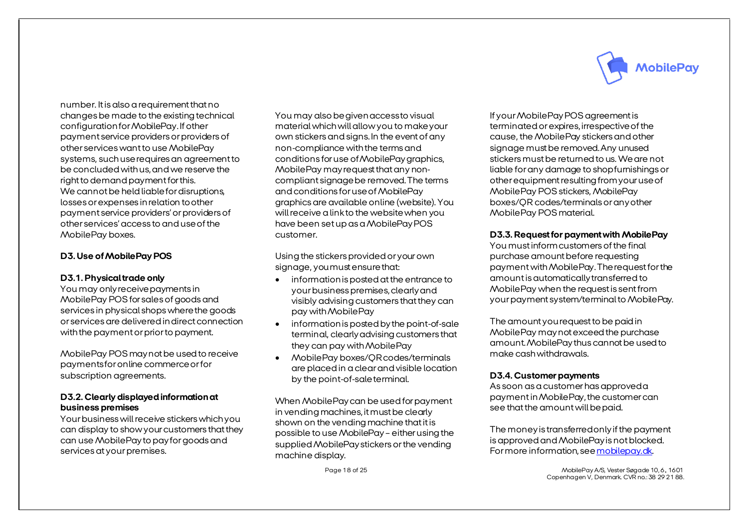number. It is also a requirement that no changes be made to the existing technical configuration for MobilePay. If other payment service providers or providers of other services want to use MobilePay systems, such use requires an agreement to be concluded with us, and we reserve the right to demand payment for this.
We cannot be held liable for disruptions, losses or expenses in relation to other payment service providers' or providers of other services' access to and use of the MobilePay boxes.

## D3. Use of MobilePay POS

### D3.1. Physical trade only

You may only receive payments in MobilePay POS for sales of goods and services in physical shops where the goods or services are delivered in direct connection with the payment or prior to payment.

MobilePay POS may not be used to receive payments for online commerce or for subscription agreements.

### D3.2. Clearly displayed information at business premises

Your business will receive stickers which you can display to show your customers that they can use MobilePay to pay for goods and services at your premises.

You may also be given access to visual material which will allow you to make your own stickers and signs. In the event of any non-compliance with the terms and conditions for use of MobilePay graphics, MobilePay may request that any non-compliant signage be removed. The terms and conditions for use of MobilePay graphics are available online (website). You will receive a link to the website when you have been set up as a MobilePay POS customer.

Using the stickers provided or your own signage, you must ensure that:

- information is posted at the entrance to your business premises, clearly and visibly advising customers that they can pay with MobilePay
- information is posted by the point-of-sale terminal, clearly advising customers that they can pay with MobilePay
- MobilePay boxes/QR codes/terminals are placed in a clear and visible location by the point-of-sale terminal.

When MobilePay can be used for payment in vending machines, it must be clearly shown on the vending machine that it is possible to use MobilePay – either using the supplied MobilePay stickers or the vending machine display.

If your MobilePay POS agreement is terminated or expires, irrespective of the cause, the MobilePay stickers and other signage must be removed. Any unused stickers must be returned to us. We are not liable for any damage to shop furnishings or other equipment resulting from your use of MobilePay POS stickers, MobilePay boxes/QR codes/terminals or any other MobilePay POS material.

### D3.3. Request for payment with MobilePay

You must inform customers of the final purchase amount before requesting payment with MobilePay. The request for the amount is automatically transferred to MobilePay when the request is sent from your payment system/terminal to MobilePay.

The amount you request to be paid in MobilePay may not exceed the purchase amount. MobilePay thus cannot be used to make cash withdrawals.

### D3.4. Customer payments

As soon as a customer has approved a payment in MobilePay, the customer can see that the amount will be paid.

The money is transferred only if the payment is approved and MobilePay is not blocked. For more information, see [mobilepay.dk](mobilepay.dk).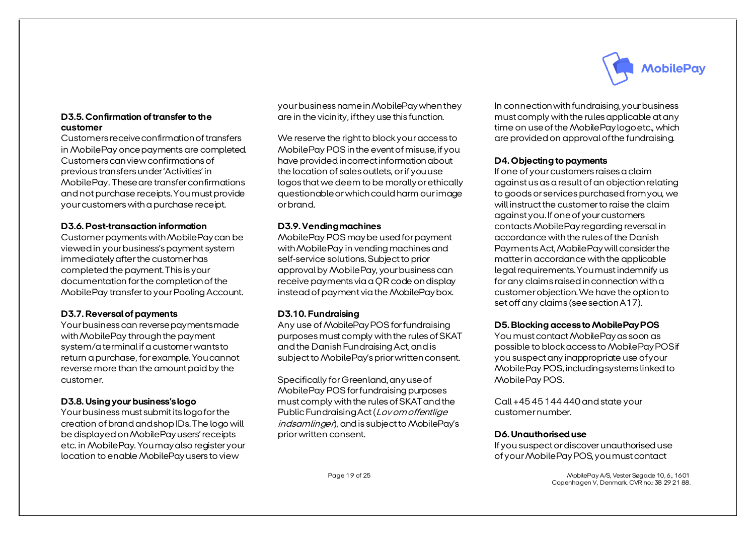#### D3.5. Confirmation of transfer to the customer

Customers receive confirmation of transfers in MobilePay once payments are completed. Customers can view confirmations of previous transfers under 'Activities' in MobilePay. These are transfer confirmations and not purchase receipts. You must provide your customers with a purchase receipt.

#### D3.6. Post-transaction information

Customer payments with MobilePay can be viewed in your business's payment system immediately after the customer has completed the payment. This is your documentation for the completion of the MobilePay transfer to your Pooling Account.

#### D3.7. Reversal of payments

Your business can reverse payments made with MobilePay through the payment system/a terminal if a customer wants to return a purchase, for example. You cannot reverse more than the amount paid by the customer.

#### D3.8. Using your business's logo

Your business must submit its logo for the creation of brand and shop IDs. The logo will be displayed on MobilePay users' receipts etc. in MobilePay. You may also register your location to enable MobilePay users to view your business name in MobilePay when they are in the vicinity, if they use this function.

We reserve the right to block your access to MobilePay POS in the event of misuse, if you have provided incorrect information about the location of sales outlets, or if you use logos that we deem to be morally or ethically questionable or which could harm our image or brand.

#### D3.9. Vending machines

MobilePay POS may be used for payment with MobilePay in vending machines and self-service solutions. Subject to prior approval by MobilePay, your business can receive payments via a QR code on display instead of payment via the MobilePay box.

#### D3.10. Fundraising

Any use of MobilePay POS for fundraising purposes must comply with the rules of SKAT and the Danish Fundraising Act, and is subject to MobilePay's prior written consent.

Specifically for Greenland, any use of MobilePay POS for fundraising purposes must comply with the rules of SKAT and the Public Fundraising Act (*Lov om offentlige indsamlinger*), and is subject to MobilePay's prior written consent.

In connection with fundraising, your business must comply with the rules applicable at any time on use of the MobilePay logo etc., which are provided on approval of the fundraising.

### D4. Objecting to payments

If one of your customers raises a claim against us as a result of an objection relating to goods or services purchased from you, we will instruct the customer to raise the claim against you. If one of your customers contacts MobilePay regarding reversal in accordance with the rules of the Danish Payments Act, MobilePay will consider the matter in accordance with the applicable legal requirements. You must indemnify us for any claims raised in connection with a customer objection. We have the option to set off any claims (see section A17).

### D5. Blocking access to MobilePay POS

You must contact MobilePay as soon as possible to block access to MobilePay POS if you suspect any inappropriate use of your MobilePay POS, including systems linked to MobilePay POS.

Call +45 45 144 440 and state your customer number.

### D6. Unauthorised use

If you suspect or discover unauthorised use of your MobilePay POS, you must contact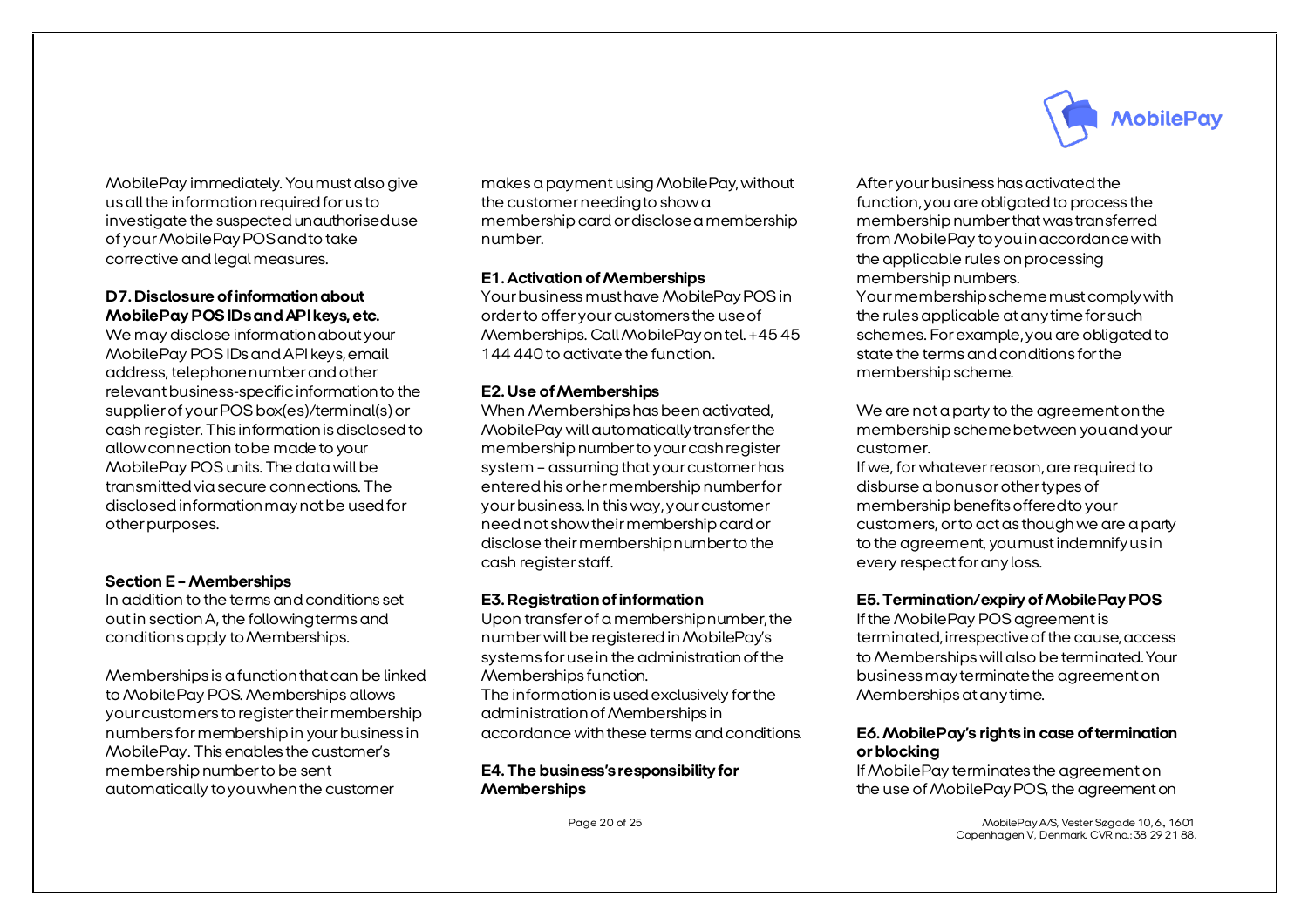MobilePay immediately. You must also give us all the information required for us to investigate the suspected unauthorised use of your MobilePay POS and to take corrective and legal measures.

**D7. Disclosure of information about MobilePay POS IDs and API keys, etc.**
We may disclose information about your MobilePay POS IDs and API keys, email address, telephone number and other relevant business-specific information to the supplier of your POS box(es)/terminal(s) or cash register. This information is disclosed to allow connection to be made to your MobilePay POS units. The data will be transmitted via secure connections. The disclosed information may not be used for other purposes.

## Section E – Memberships

In addition to the terms and conditions set out in section A, the following terms and conditions apply to Memberships.

Memberships is a function that can be linked to MobilePay POS. Memberships allows your customers to register their membership numbers for membership in your business in MobilePay. This enables the customer's membership number to be sent automatically to you when the customer makes a payment using MobilePay, without the customer needing to show a membership card or disclose a membership number.

**E1. Activation of Memberships**
Your business must have MobilePay POS in order to offer your customers the use of Memberships. Call MobilePay on tel. +45 45 144 440 to activate the function.

**E2. Use of Memberships**
When Memberships has been activated, MobilePay will automatically transfer the membership number to your cash register system – assuming that your customer has entered his or her membership number for your business. In this way, your customer need not show their membership card or disclose their membership number to the cash register staff.

**E3. Registration of information**
Upon transfer of a membership number, the number will be registered in MobilePay's systems for use in the administration of the Memberships function.
The information is used exclusively for the administration of Memberships in accordance with these terms and conditions.

**E4. The business's responsibility for Memberships**
After your business has activated the function, you are obligated to process the membership number that was transferred from MobilePay to you in accordance with the applicable rules on processing membership numbers.
Your membership scheme must comply with the rules applicable at any time for such schemes. For example, you are obligated to state the terms and conditions for the membership scheme.

We are not a party to the agreement on the membership scheme between you and your customer.
If we, for whatever reason, are required to disburse a bonus or other types of membership benefits offered to your customers, or to act as though we are a party to the agreement, you must indemnify us in every respect for any loss.

**E5. Termination/expiry of MobilePay POS**
If the MobilePay POS agreement is terminated, irrespective of the cause, access to Memberships will also be terminated. Your business may terminate the agreement on Memberships at any time.

**E6. MobilePay's rights in case of termination or blocking**
If MobilePay terminates the agreement on the use of MobilePay POS, the agreement on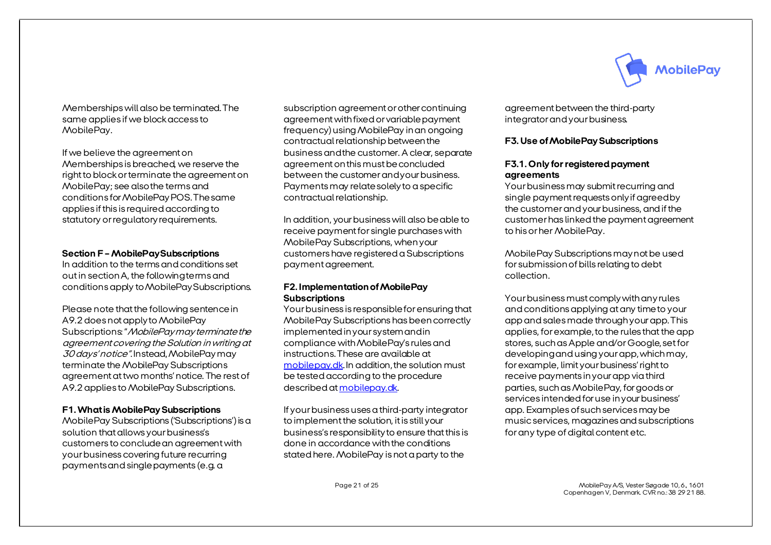Memberships will also be terminated. The same applies if we block access to MobilePay.

If we believe the agreement on Memberships is breached, we reserve the right to block or terminate the agreement on MobilePay; see also the terms and conditions for MobilePay POS. The same applies if this is required according to statutory or regulatory requirements.

## Section F – MobilePay Subscriptions

In addition to the terms and conditions set out in section A, the following terms and conditions apply to MobilePay Subscriptions.

Please note that the following sentence in A9.2 does not apply to MobilePay Subscriptions: "*MobilePay may terminate the agreement covering the Solution in writing at 30 days' notice*". Instead, MobilePay may terminate the MobilePay Subscriptions agreement at two months' notice. The rest of A9.2 applies to MobilePay Subscriptions.

### F1. What is MobilePay Subscriptions

MobilePay Subscriptions ('Subscriptions') is a solution that allows your business's customers to conclude an agreement with your business covering future recurring payments and single payments (e.g. a subscription agreement or other continuing agreement with fixed or variable payment frequency) using MobilePay in an ongoing contractual relationship between the business and the customer. A clear, separate agreement on this must be concluded between the customer and your business. Payments may relate solely to a specific contractual relationship.

In addition, your business will also be able to receive payment for single purchases with MobilePay Subscriptions, when your customers have registered a Subscriptions payment agreement.

### F2. Implementation of MobilePay Subscriptions

Your business is responsible for ensuring that MobilePay Subscriptions has been correctly implemented in your system and in compliance with MobilePay's rules and instructions. These are available at [mobilepay.dk](mobilepay.dk). In addition, the solution must be tested according to the procedure described at [mobilepay.dk](mobilepay.dk).

If your business uses a third-party integrator to implement the solution, it is still your business's responsibility to ensure that this is done in accordance with the conditions stated here. MobilePay is not a party to the agreement between the third-party integrator and your business.

### F3. Use of MobilePay Subscriptions

#### F3.1. Only for registered payment agreements

Your business may submit recurring and single payment requests only if agreed by the customer and your business, and if the customer has linked the payment agreement to his or her MobilePay.

MobilePay Subscriptions may not be used for submission of bills relating to debt collection.

Your business must comply with any rules and conditions applying at any time to your app and sales made through your app. This applies, for example, to the rules that the app stores, such as Apple and/or Google, set for developing and using your app, which may, for example, limit your business' right to receive payments in your app via third parties, such as MobilePay, for goods or services intended for use in your business' app. Examples of such services may be music services, magazines and subscriptions for any type of digital content etc.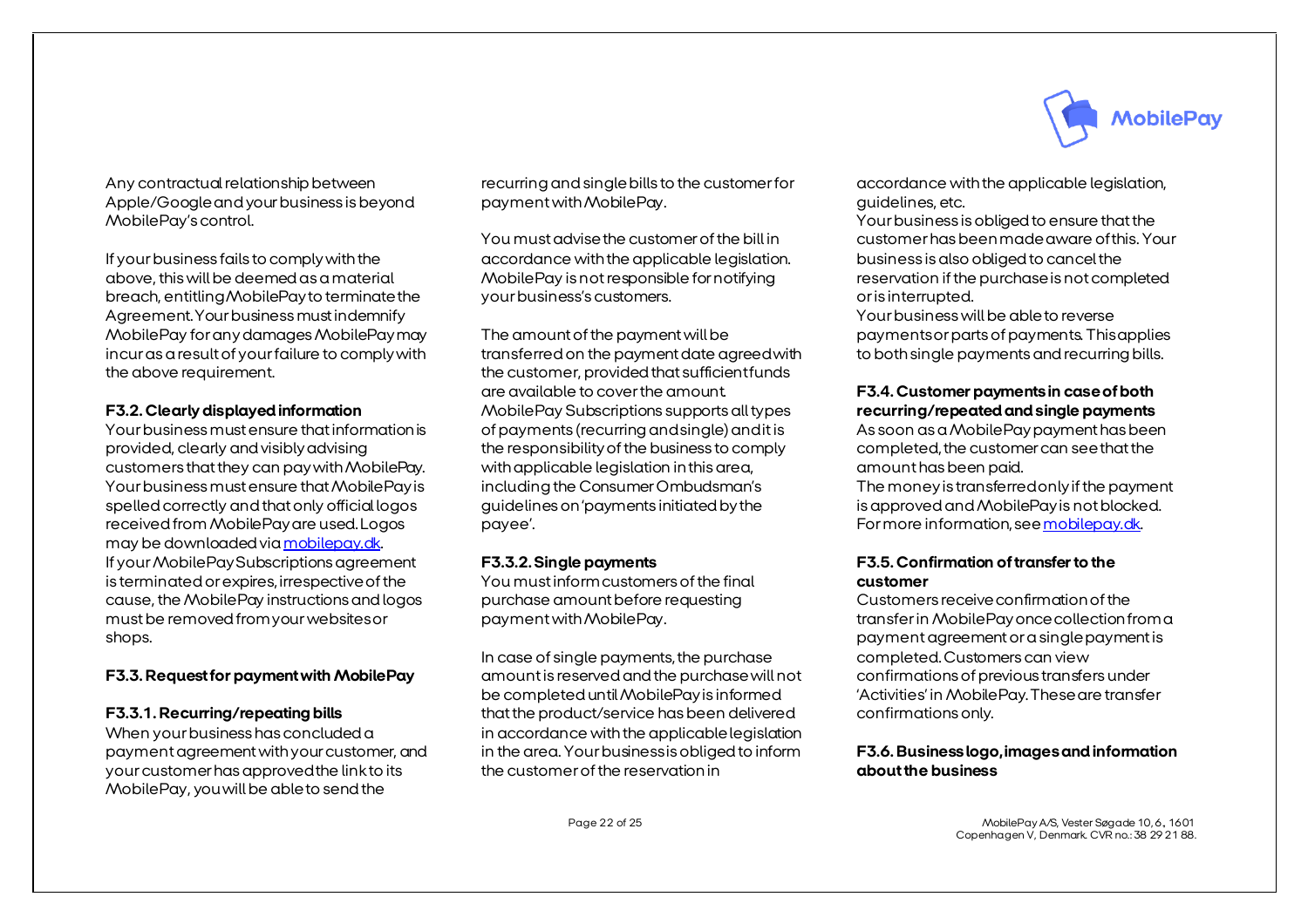Any contractual relationship between Apple/Google and your business is beyond MobilePay's control.

If your business fails to comply with the above, this will be deemed as a material breach, entitling MobilePay to terminate the Agreement. Your business must indemnify MobilePay for any damages MobilePay may incur as a result of your failure to comply with the above requirement.

**F3.2. Clearly displayed information**

Your business must ensure that information is provided, clearly and visibly advising customers that they can pay with MobilePay. Your business must ensure that MobilePay is spelled correctly and that only official logos received from MobilePay are used. Logos may be downloaded via [mobilepay.dk](mobilepay.dk).
If your MobilePay Subscriptions agreement is terminated or expires, irrespective of the cause, the MobilePay instructions and logos must be removed from your websites or shops.

**F3.3. Request for payment with MobilePay**

**F3.3.1. Recurring/repeating bills**

When your business has concluded a payment agreement with your customer, and your customer has approved the link to its MobilePay, you will be able to send the recurring and single bills to the customer for payment with MobilePay.

You must advise the customer of the bill in accordance with the applicable legislation. MobilePay is not responsible for notifying your business's customers.

The amount of the payment will be transferred on the payment date agreed with the customer, provided that sufficient funds are available to cover the amount. MobilePay Subscriptions supports all types of payments (recurring and single) and it is the responsibility of the business to comply with applicable legislation in this area, including the Consumer Ombudsman's guidelines on 'payments initiated by the payee'.

**F3.3.2. Single payments**

You must inform customers of the final purchase amount before requesting payment with MobilePay.

In case of single payments, the purchase amount is reserved and the purchase will not be completed until MobilePay is informed that the product/service has been delivered in accordance with the applicable legislation in the area. Your business is obliged to inform the customer of the reservation in accordance with the applicable legislation, guidelines, etc.
Your business is obliged to ensure that the customer has been made aware of this. Your business is also obliged to cancel the reservation if the purchase is not completed or is interrupted.
Your business will be able to reverse payments or parts of payments. This applies to both single payments and recurring bills.

**F3.4. Customer payments in case of both recurring/repeated and single payments**

As soon as a MobilePay payment has been completed, the customer can see that the amount has been paid.
The money is transferred only if the payment is approved and MobilePay is not blocked. For more information, see [mobilepay.dk](mobilepay.dk).

**F3.5. Confirmation of transfer to the customer**

Customers receive confirmation of the transfer in MobilePay once collection from a payment agreement or a single payment is completed. Customers can view confirmations of previous transfers under 'Activities' in MobilePay. These are transfer confirmations only.

**F3.6. Business logo, images and information about the business**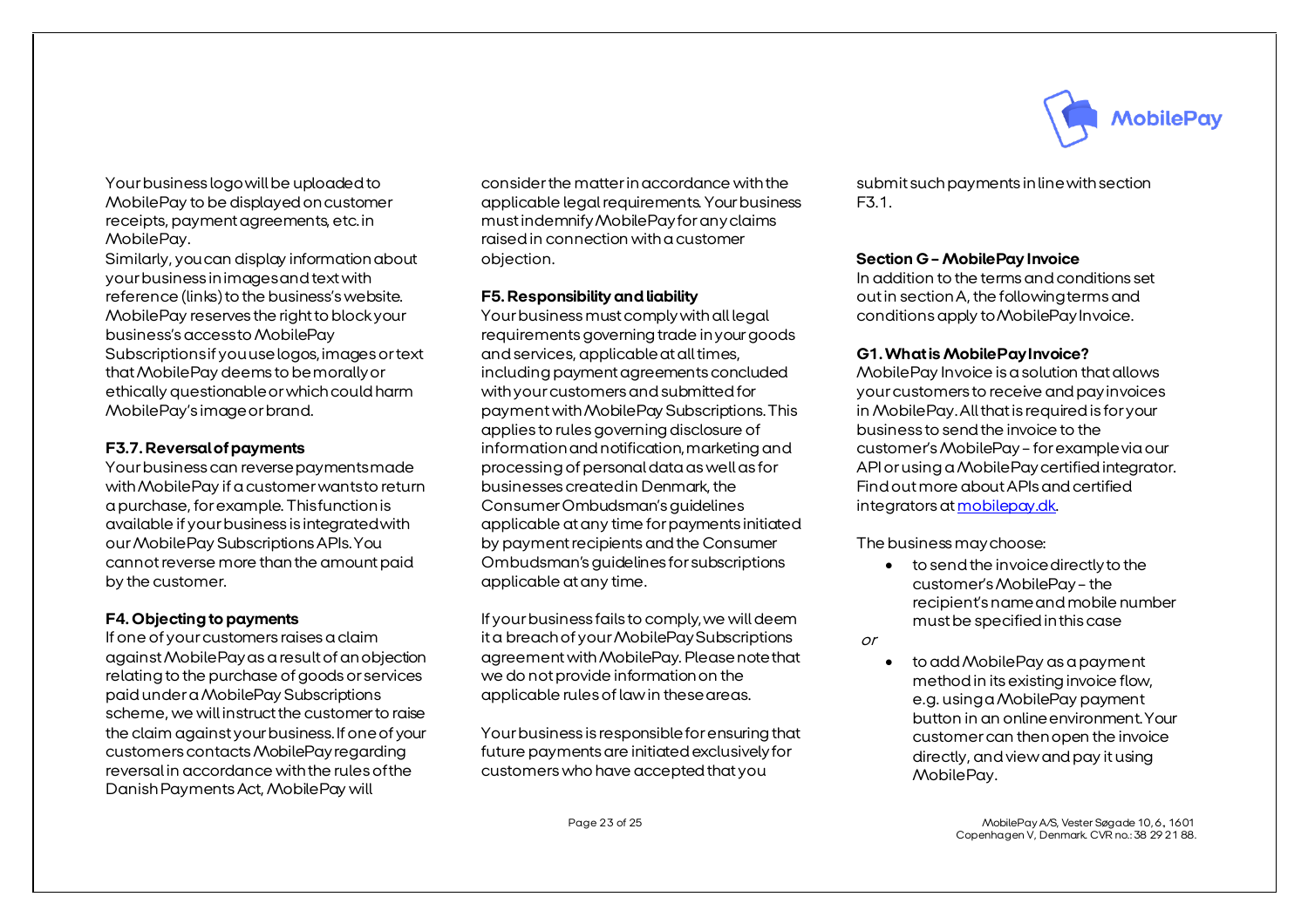Your business logo will be uploaded to MobilePay to be displayed on customer receipts, payment agreements, etc. in MobilePay.

Similarly, you can display information about your business in images and text with reference (links) to the business's website. MobilePay reserves the right to block your business's access to MobilePay Subscriptions if you use logos, images or text that MobilePay deems to be morally or ethically questionable or which could harm MobilePay's image or brand.

### F3.7. Reversal of payments

Your business can reverse payments made with MobilePay if a customer wants to return a purchase, for example. This function is available if your business is integrated with our MobilePay Subscriptions APIs. You cannot reverse more than the amount paid by the customer.

### F4. Objecting to payments

If one of your customers raises a claim against MobilePay as a result of an objection relating to the purchase of goods or services paid under a MobilePay Subscriptions scheme, we will instruct the customer to raise the claim against your business. If one of your customers contacts MobilePay regarding reversal in accordance with the rules of the Danish Payments Act, MobilePay will consider the matter in accordance with the applicable legal requirements. Your business must indemnify MobilePay for any claims raised in connection with a customer objection.

### F5. Responsibility and liability

Your business must comply with all legal requirements governing trade in your goods and services, applicable at all times, including payment agreements concluded with your customers and submitted for payment with MobilePay Subscriptions. This applies to rules governing disclosure of information and notification, marketing and processing of personal data as well as for businesses created in Denmark, the Consumer Ombudsman's guidelines applicable at any time for payments initiated by payment recipients and the Consumer Ombudsman's guidelines for subscriptions applicable at any time.

If your business fails to comply, we will deem it a breach of your MobilePay Subscriptions agreement with MobilePay. Please note that we do not provide information on the applicable rules of law in these areas.

Your business is responsible for ensuring that future payments are initiated exclusively for customers who have accepted that you submit such payments in line with section F3.1.

## Section G – MobilePay Invoice

In addition to the terms and conditions set out in section A, the following terms and conditions apply to MobilePay Invoice.

### G1. What is MobilePay Invoice?

MobilePay Invoice is a solution that allows your customers to receive and pay invoices in MobilePay. All that is required is for your business to send the invoice to the customer's MobilePay – for example via our API or using a MobilePay certified integrator. Find out more about APIs and certified integrators at [mobilepay.dk](mobilepay.dk).

The business may choose:

- to send the invoice directly to the customer's MobilePay – the recipient's name and mobile number must be specified in this case

*or*

- to add MobilePay as a payment method in its existing invoice flow, e.g. using a MobilePay payment button in an online environment. Your customer can then open the invoice directly, and view and pay it using MobilePay.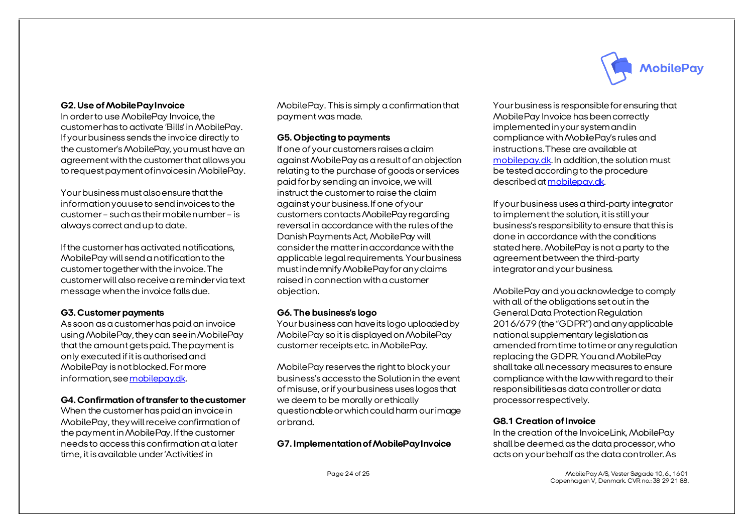### G2. Use of MobilePay Invoice

In order to use MobilePay Invoice, the customer has to activate 'Bills' in MobilePay. If your business sends the invoice directly to the customer's MobilePay, you must have an agreement with the customer that allows you to request payment of invoices in MobilePay.

Your business must also ensure that the information you use to send invoices to the customer – such as their mobile number – is always correct and up to date.

If the customer has activated notifications, MobilePay will send a notification to the customer together with the invoice. The customer will also receive a reminder via text message when the invoice falls due.

### G3. Customer payments

As soon as a customer has paid an invoice using MobilePay, they can see in MobilePay that the amount gets paid. The payment is only executed if it is authorised and MobilePay is not blocked. For more information, see [mobilepay.dk](mobilepay.dk).

### G4. Confirmation of transfer to the customer

When the customer has paid an invoice in MobilePay, they will receive confirmation of the payment in MobilePay. If the customer needs to access this confirmation at a later time, it is available under 'Activities' in MobilePay. This is simply a confirmation that payment was made.

### G5. Objecting to payments

If one of your customers raises a claim against MobilePay as a result of an objection relating to the purchase of goods or services paid for by sending an invoice, we will instruct the customer to raise the claim against your business. If one of your customers contacts MobilePay regarding reversal in accordance with the rules of the Danish Payments Act, MobilePay will consider the matter in accordance with the applicable legal requirements. Your business must indemnify MobilePay for any claims raised in connection with a customer objection.

### G6. The business's logo

Your business can have its logo uploaded by MobilePay so it is displayed on MobilePay customer receipts etc. in MobilePay.

MobilePay reserves the right to block your business's access to the Solution in the event of misuse, or if your business uses logos that we deem to be morally or ethically questionable or which could harm our image or brand.

### G7. Implementation of MobilePay Invoice

Your business is responsible for ensuring that MobilePay Invoice has been correctly implemented in your system and in compliance with MobilePay's rules and instructions. These are available at [mobilepay.dk](mobilepay.dk). In addition, the solution must be tested according to the procedure described at [mobilepay.dk](mobilepay.dk).

If your business uses a third-party integrator to implement the solution, it is still your business's responsibility to ensure that this is done in accordance with the conditions stated here. MobilePay is not a party to the agreement between the third-party integrator and your business.

MobilePay and you acknowledge to comply with all of the obligations set out in the General Data Protection Regulation 2016/679 (the "GDPR") and any applicable national supplementary legislation as amended from time to time or any regulation replacing the GDPR. You and MobilePay shall take all necessary measures to ensure compliance with the law with regard to their responsibilities as data controller or data processor respectively.

### G8.1 Creation of Invoice

In the creation of the InvoiceLink, MobilePay shall be deemed as the data processor, who acts on your behalf as the data controller. As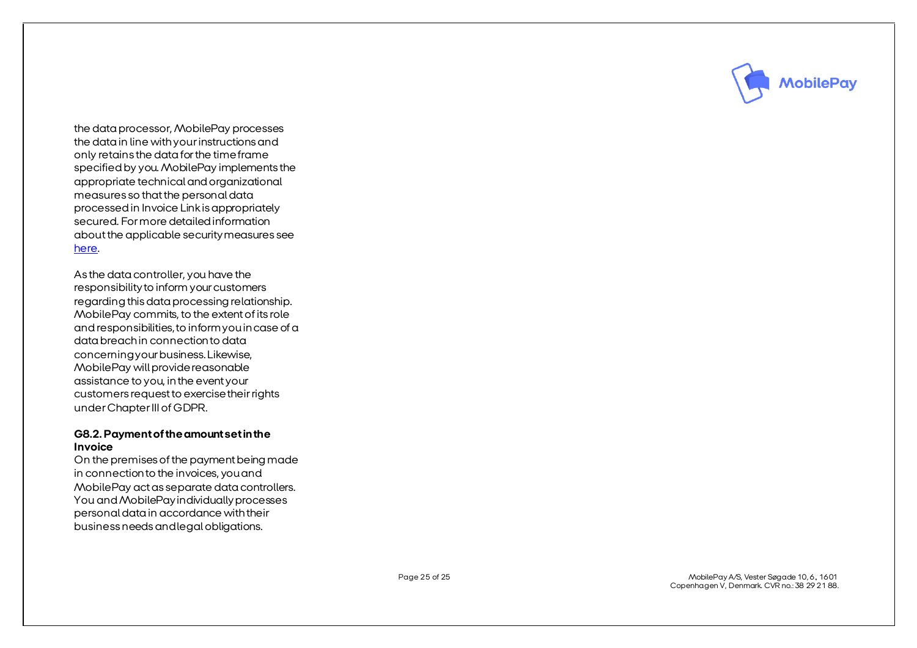the data processor, MobilePay processes the data in line with your instructions and only retains the data for the timeframe specified by you. MobilePay implements the appropriate technical and organizational measures so that the personal data processed in Invoice Link is appropriately secured. For more detailed information about the applicable security measures see here.

As the data controller, you have the responsibility to inform your customers regarding this data processing relationship. MobilePay commits, to the extent of its role and responsibilities, to inform you in case of a data breach in connection to data concerning your business. Likewise, MobilePay will provide reasonable assistance to you, in the event your customers request to exercise their rights under Chapter III of GDPR.

**G8.2. Payment of the amount set in the Invoice**

On the premises of the payment being made in connection to the invoices, you and MobilePay act as separate data controllers. You and MobilePay individually processes personal data in accordance with their business needs and legal obligations.